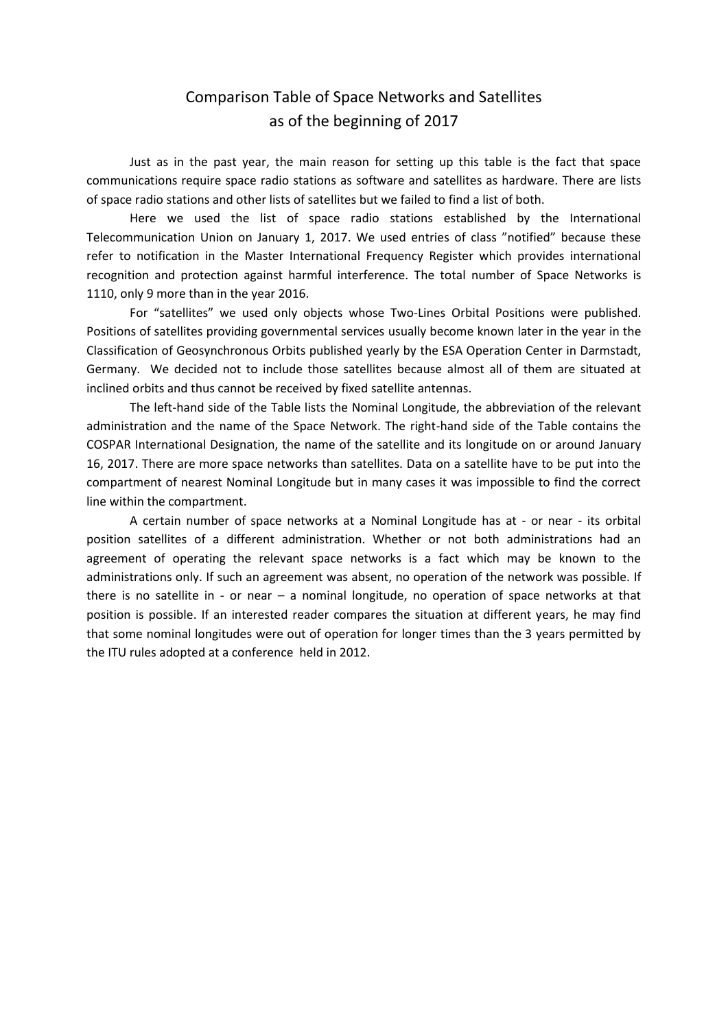# Comparison Table of Space Networks and Satellites as of the beginning of 2017

Just as in the past year, the main reason for setting up this table is the fact that space communications require space radio stations as software and satellites as hardware. There are lists of space radio stations and other lists of satellites but we failed to find a list of both.

Here we used the list of space radio stations established by the International Telecommunication Union on January 1, 2017. We used entries of class ”notified” because these refer to notification in the Master International Frequency Register which provides international recognition and protection against harmful interference. The total number of Space Networks is 1110, only 9 more than in the year 2016.

For “satellites” we used only objects whose Two-Lines Orbital Positions were published. Positions of satellites providing governmental services usually become known later in the year in the Classification of Geosynchronous Orbits published yearly by the ESA Operation Center in Darmstadt, Germany. We decided not to include those satellites because almost all of them are situated at inclined orbits and thus cannot be received by fixed satellite antennas.

The left-hand side of the Table lists the Nominal Longitude, the abbreviation of the relevant administration and the name of the Space Network. The right-hand side of the Table contains the COSPAR International Designation, the name of the satellite and its longitude on or around January 16, 2017. There are more space networks than satellites. Data on a satellite have to be put into the compartment of nearest Nominal Longitude but in many cases it was impossible to find the correct line within the compartment.

A certain number of space networks at a Nominal Longitude has at - or near - its orbital position satellites of a different administration. Whether or not both administrations had an agreement of operating the relevant space networks is a fact which may be known to the administrations only. If such an agreement was absent, no operation of the network was possible. If there is no satellite in - or near – a nominal longitude, no operation of space networks at that position is possible. If an interested reader compares the situation at different years, he may find that some nominal longitudes were out of operation for longer times than the 3 years permitted by the ITU rules adopted at a conference held in 2012.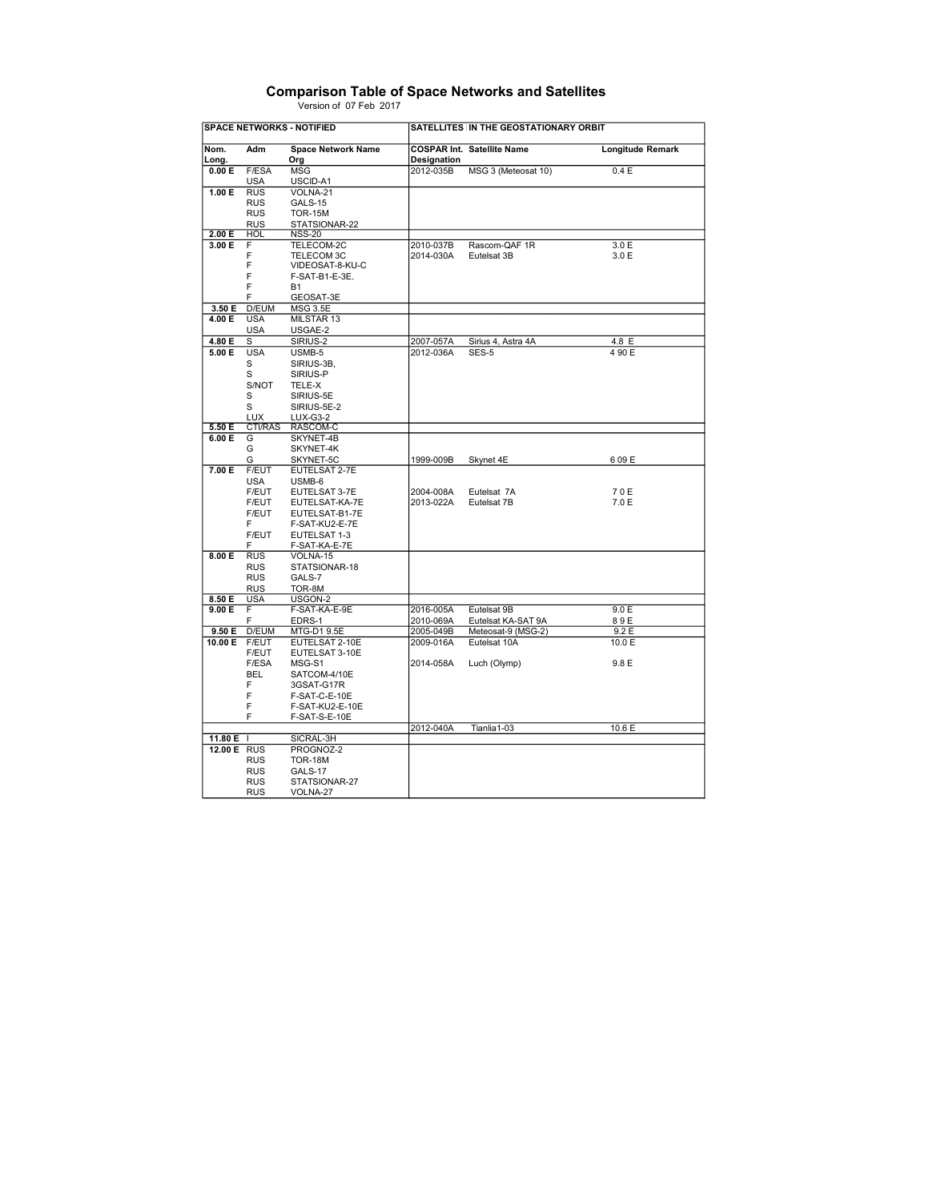## Comparison Table of Space Networks and Satellites

Version of 07 Feb 2017

| SPACE NETWORKS - NOTIFIED | | | SATELLITES IN THE GEOSTATIONARY ORBIT | | | |
|---|---|---|---|---|---|---|
| Nom. Long. | Adm | Space Network Name Org | COSPAR Int. Designation | Satellite Name | Longitude | Remark |
| 0.00 E | F/ESA | MSG | 2012-035B | MSG 3 (Meteosat 10) | 0.4 E | |
| | USA | USCID-A1 | | | | |
| 1.00 E | RUS | VOLNA-21 | | | | |
| | RUS | GALS-15 | | | | |
| | RUS | TOR-15M | | | | |
| | RUS | STATSIONAR-22 | | | | |
| 2.00 E | HOL | NSS-20 | | | | |
| 3.00 E | F | TELECOM-2C | 2010-037B | Rascom-QAF 1R | 3.0 E | |
| | F | TELECOM 3C | 2014-030A | Eutelsat 3B | 3.0 E | |
| | F | VIDEOSAT-8-KU-C | | | | |
| | F | F-SAT-B1-E-3E. | | | | |
| | F | B1 | | | | |
| | F | GEOSAT-3E | | | | |
| 3.50 E | D/EUM | MSG 3.5E | | | | |
| 4.00 E | USA | MILSTAR 13 | | | | |
| | USA | USGAE-2 | | | | |
| 4.80 E | S | SIRIUS-2 | 2007-057A | Sirius 4, Astra 4A | 4.8 E | |
| 5.00 E | USA | USMB-5 | 2012-036A | SES-5 | 4 90 E | |
| | S | SIRIUS-3B, | | | | |
| | S | SIRIUS-P | | | | |
| | S/NOT | TELE-X | | | | |
| | S | SIRIUS-5E | | | | |
| | S | SIRIUS-5E-2 | | | | |
| | LUX | LUX-G3-2 | | | | |
| 5.50 E | CTI/RAS | RASCOM-C | | | | |
| 6.00 E | G | SKYNET-4B | | | | |
| | G | SKYNET-4K | | | | |
| | G | SKYNET-5C | 1999-009B | Skynet 4E | 6 09 E | |
| 7.00 E | F/EUT | EUTELSAT 2-7E | | | | |
| | USA | USMB-6 | | | | |
| | F/EUT | EUTELSAT 3-7E | 2004-008A | Eutelsat 7A | 7 0 E | |
| | F/EUT | EUTELSAT-KA-7E | 2013-022A | Eutelsat 7B | 7.0 E | |
| | F/EUT | EUTELSAT-B1-7E | | | | |
| | F | F-SAT-KU2-E-7E | | | | |
| | F/EUT | EUTELSAT 1-3 | | | | |
| | F | F-SAT-KA-E-7E | | | | |
| 8.00 E | RUS | VOLNA-15 | | | | |
| | RUS | STATSIONAR-18 | | | | |
| | RUS | GALS-7 | | | | |
| | RUS | TOR-8M | | | | |
| 8.50 E | USA | USGON-2 | | | | |
| 9.00 E | F | F-SAT-KA-E-9E | 2016-005A | Eutelsat 9B | 9.0 E | |
| | F | EDRS-1 | 2010-069A | Eutelsat KA-SAT 9A | 8 9 E | |
| 9.50 E | D/EUM | MTG-D1 9.5E | 2005-049B | Meteosat-9 (MSG-2) | 9.2 E | |
| 10.00 E | F/EUT | EUTELSAT 2-10E | 2009-016A | Eutelsat 10A | 10.0 E | |
| | F/EUT | EUTELSAT 3-10E | | | | |
| | F/ESA | MSG-S1 | 2014-058A | Luch (Olymp) | 9.8 E | |
| | BEL | SATCOM-4/10E | | | | |
| | F | 3GSAT-G17R | | | | |
| | F | F-SAT-C-E-10E | | | | |
| | F | F-SAT-KU2-E-10E | | | | |
| | F | F-SAT-S-E-10E | | | | |
| | | | 2012-040A | Tianlia1-03 | 10.6 E | |
| 11.80 E | I | SICRAL-3H | | | | |
| 12.00 E | RUS | PROGNOZ-2 | | | | |
| | RUS | TOR-18M | | | | |
| | RUS | GALS-17 | | | | |
| | RUS | STATSIONAR-27 | | | | |
| | RUS | VOLNA-27 | | | | |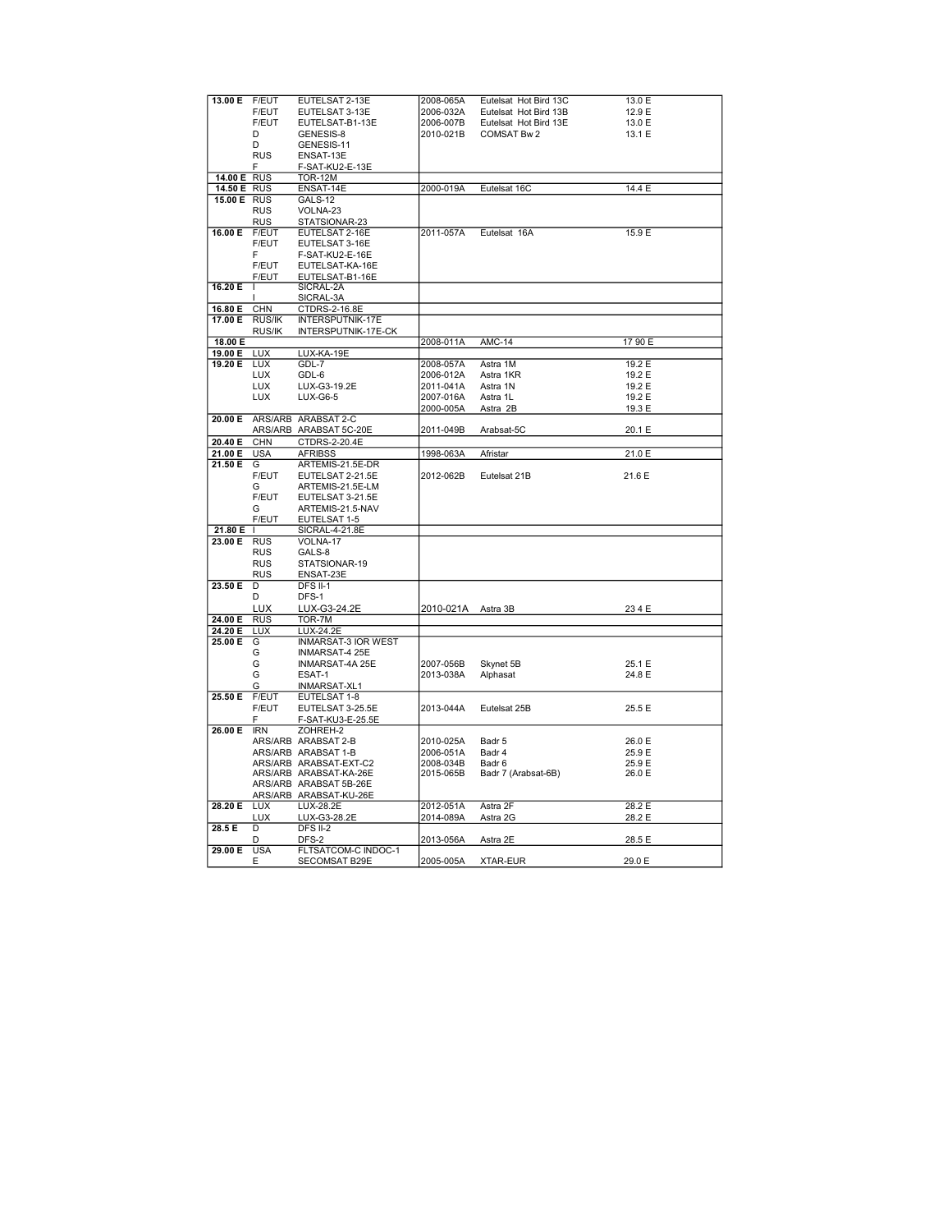| | | | | | |
|---|---|---|---|---|---|
| 13.00 E | F/EUT | EUTELSAT 2-13E | 2008-065A | Eutelsat Hot Bird 13C | 13.0 E |
| | F/EUT | EUTELSAT 3-13E | 2006-032A | Eutelsat Hot Bird 13B | 12.9 E |
| | F/EUT | EUTELSAT-B1-13E | 2006-007B | Eutelsat Hot Bird 13E | 13.0 E |
| | D | GENESIS-8 | 2010-021B | COMSAT Bw 2 | 13.1 E |
| | D | GENESIS-11 | | | |
| | RUS | ENSAT-13E | | | |
| | F | F-SAT-KU2-E-13E | | | |
| 14.00 E | RUS | TOR-12M | | | |
| 14.50 E | RUS | ENSAT-14E | 2000-019A | Eutelsat 16C | 14.4 E |
| 15.00 E | RUS | GALS-12 | | | |
| | RUS | VOLNA-23 | | | |
| | RUS | STATSIONAR-23 | | | |
| 16.00 E | F/EUT | EUTELSAT 2-16E | 2011-057A | Eutelsat 16A | 15.9 E |
| | F/EUT | EUTELSAT 3-16E | | | |
| | F | F-SAT-KU2-E-16E | | | |
| | F/EUT | EUTELSAT-KA-16E | | | |
| | F/EUT | EUTELSAT-B1-16E | | | |
| 16.20 E | I | SICRAL-2A | | | |
| | I | SICRAL-3A | | | |
| 16.80 E | CHN | CTDRS-2-16.8E | | | |
| 17.00 E | RUS/IK | INTERSPUTNIK-17E | | | |
| | RUS/IK | INTERSPUTNIK-17E-CK | | | |
| 18.00 E | | | 2008-011A | AMC-14 | 17 90 E |
| 19.00 E | LUX | LUX-KA-19E | | | |
| 19.20 E | LUX | GDL-7 | 2008-057A | Astra 1M | 19.2 E |
| | LUX | GDL-6 | 2006-012A | Astra 1KR | 19.2 E |
| | LUX | LUX-G3-19.2E | 2011-041A | Astra 1N | 19.2 E |
| | LUX | LUX-G6-5 | 2007-016A | Astra 1L | 19.2 E |
| | | | 2000-005A | Astra 2B | 19.3 E |
| 20.00 E | ARS/ARB | ARABSAT 2-C | | | |
| | ARS/ARB | ARABSAT 5C-20E | 2011-049B | Arabsat-5C | 20.1 E |
| 20.40 E | CHN | CTDRS-2-20.4E | | | |
| 21.00 E | USA | AFRIBSS | 1998-063A | Afristar | 21.0 E |
| 21.50 E | G | ARTEMIS-21.5E-DR | | | |
| | F/EUT | EUTELSAT 2-21.5E | 2012-062B | Eutelsat 21B | 21.6 E |
| | G | ARTEMIS-21.5E-LM | | | |
| | F/EUT | EUTELSAT 3-21.5E | | | |
| | G | ARTEMIS-21.5-NAV | | | |
| | F/EUT | EUTELSAT 1-5 | | | |
| 21.80 E | I | SICRAL-4-21.8E | | | |
| 23.00 E | RUS | VOLNA-17 | | | |
| | RUS | GALS-8 | | | |
| | RUS | STATSIONAR-19 | | | |
| | RUS | ENSAT-23E | | | |
| 23.50 E | D | DFS II-1 | | | |
| | D | DFS-1 | | | |
| | LUX | LUX-G3-24.2E | 2010-021A | Astra 3B | 23 4 E |
| 24.00 E | RUS | TOR-7M | | | |
| 24.20 E | LUX | LUX-24.2E | | | |
| 25.00 E | G | INMARSAT-3 IOR WEST | | | |
| | G | INMARSAT-4 25E | | | |
| | G | INMARSAT-4A 25E | 2007-056B | Skynet 5B | 25.1 E |
| | G | ESAT-1 | 2013-038A | Alphasat | 24.8 E |
| | G | INMARSAT-XL1 | | | |
| 25.50 E | F/EUT | EUTELSAT 1-8 | | | |
| | F/EUT | EUTELSAT 3-25.5E | 2013-044A | Eutelsat 25B | 25.5 E |
| | F | F-SAT-KU3-E-25.5E | | | |
| 26.00 E | IRN | ZOHREH-2 | | | |
| | ARS/ARB | ARABSAT 2-B | 2010-025A | Badr 5 | 26.0 E |
| | ARS/ARB | ARABSAT 1-B | 2006-051A | Badr 4 | 25.9 E |
| | ARS/ARB | ARABSAT-EXT-C2 | 2008-034B | Badr 6 | 25.9 E |
| | ARS/ARB | ARABSAT-KA-26E | 2015-065B | Badr 7 (Arabsat-6B) | 26.0 E |
| | ARS/ARB | ARABSAT 5B-26E | | | |
| | ARS/ARB | ARABSAT-KU-26E | | | |
| 28.20 E | LUX | LUX-28.2E | 2012-051A | Astra 2F | 28.2 E |
| | LUX | LUX-G3-28.2E | 2014-089A | Astra 2G | 28.2 E |
| 28.5 E | D | DFS II-2 | | | |
| | D | DFS-2 | 2013-056A | Astra 2E | 28.5 E |
| 29.00 E | USA | FLTSATCOM-C INDOC-1 | | | |
| | E | SECOMSAT B29E | 2005-005A | XTAR-EUR | 29.0 E |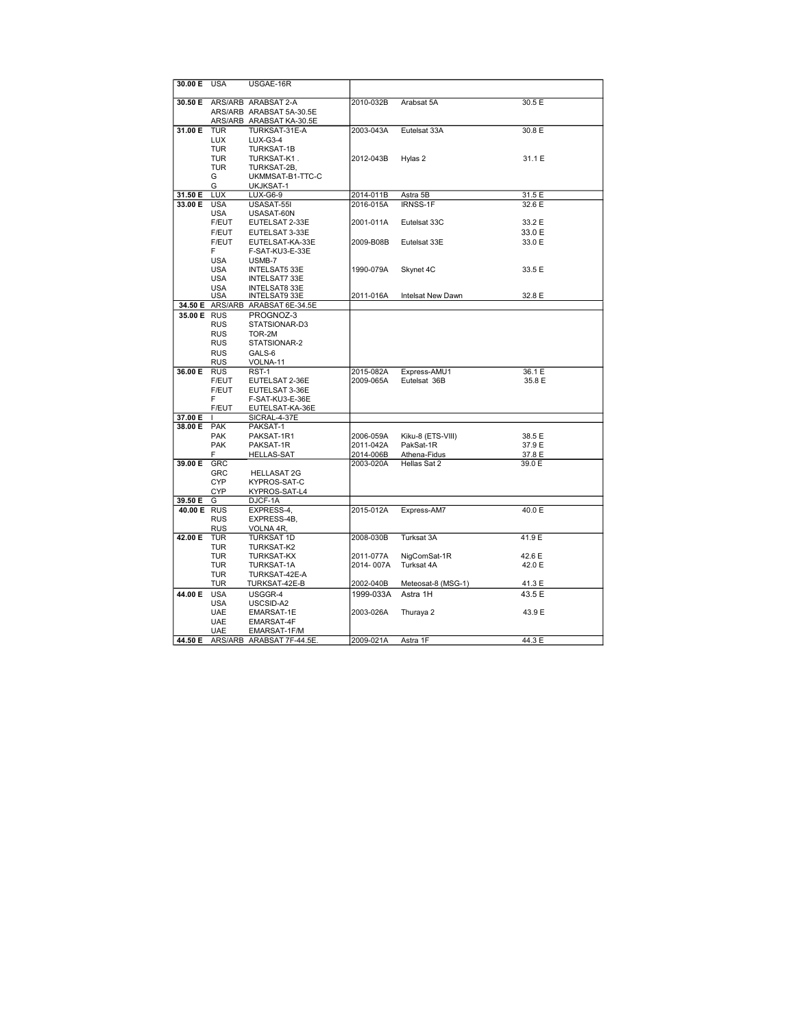| | | | | | |
|---|---|---|---|---|---|
| **30.00 E** | USA | USGAE-16R | | | |
| **30.50 E** | ARS/ARB | ARABSAT 2-A | 2010-032B | Arabsat 5A | 30.5 E |
| | ARS/ARB | ARABSAT 5A-30.5E | | | |
| | ARS/ARB | ARABSAT KA-30.5E | | | |
| **31.00 E** | TUR | TURKSAT-31E-A | 2003-043A | Eutelsat 33A | 30.8 E |
| | LUX | LUX-G3-4 | | | |
| | TUR | TURKSAT-1B | | | |
| | TUR | TURKSAT-K1 . | 2012-043B | Hylas 2 | 31.1 E |
| | TUR | TURKSAT-2B, | | | |
| | G | UKMMSAT-B1-TTC-C | | | |
| | G | UKJKSAT-1 | | | |
| **31.50 E** | LUX | LUX-G6-9 | 2014-011B | Astra 5B | 31.5 E |
| **33.00 E** | USA | USASAT-55I | 2016-015A | IRNSS-1F | 32.6 E |
| | USA | USASAT-60N | | | |
| | F/EUT | EUTELSAT 2-33E | 2001-011A | Eutelsat 33C | 33.2 E |
| | F/EUT | EUTELSAT 3-33E | | | 33.0 E |
| | F/EUT | EUTELSAT-KA-33E | 2009-B08B | Eutelsat 33E | 33.0 E |
| | F | F-SAT-KU3-E-33E | | | |
| | USA | USMB-7 | | | |
| | USA | INTELSAT5 33E | 1990-079A | Skynet 4C | 33.5 E |
| | USA | INTELSAT7 33E | | | |
| | USA | INTELSAT8 33E | | | |
| | USA | INTELSAT9 33E | 2011-016A | Intelsat New Dawn | 32.8 E |
| **34.50 E** | ARS/ARB | ARABSAT 6E-34.5E | | | |
| **35.00 E** | RUS | PROGNOZ-3 | | | |
| | RUS | STATSIONAR-D3 | | | |
| | RUS | TOR-2M | | | |
| | RUS | STATSIONAR-2 | | | |
| | RUS | GALS-6 | | | |
| | RUS | VOLNA-11 | | | |
| **36.00 E** | RUS | RST-1 | 2015-082A | Express-AMU1 | 36.1 E |
| | F/EUT | EUTELSAT 2-36E | 2009-065A | Eutelsat 36B | 35.8 E |
| | F/EUT | EUTELSAT 3-36E | | | |
| | F | F-SAT-KU3-E-36E | | | |
| | F/EUT | EUTELSAT-KA-36E | | | |
| **37.00 E** | I | SICRAL-4-37E | | | |
| **38.00 E** | PAK | PAKSAT-1 | | | |
| | PAK | PAKSAT-1R1 | 2006-059A | Kiku-8 (ETS-VIII) | 38.5 E |
| | PAK | PAKSAT-1R | 2011-042A | PakSat-1R | 37.9 E |
| | F | HELLAS-SAT | 2014-006B | Athena-Fidus | 37.8 E |
| **39.00 E** | GRC | | 2003-020A | Hellas Sat 2 | 39.0 E |
| | GRC | HELLASAT 2G | | | |
| | CYP | KYPROS-SAT-C | | | |
| | CYP | KYPROS-SAT-L4 | | | |
| **39.50 E** | G | DJCF-1A | | | |
| **40.00 E** | RUS | EXPRESS-4, | 2015-012A | Express-AM7 | 40.0 E |
| | RUS | EXPRESS-4B, | | | |
| | RUS | VOLNA 4R, | | | |
| **42.00 E** | TUR | TURKSAT 1D | 2008-030B | Turksat 3A | 41.9 E |
| | TUR | TURKSAT-K2 | | | |
| | TUR | TURKSAT-KX | 2011-077A | NigComSat-1R | 42.6 E |
| | TUR | TURKSAT-1A | 2014- 007A | Turksat 4A | 42.0 E |
| | TUR | TURKSAT-42E-A | | | |
| | TUR | TURKSAT-42E-B | 2002-040B | Meteosat-8 (MSG-1) | 41.3 E |
| **44.00 E** | USA | USGGR-4 | 1999-033A | Astra 1H | 43.5 E |
| | USA | USCSID-A2 | | | |
| | UAE | EMARSAT-1E | 2003-026A | Thuraya 2 | 43.9 E |
| | UAE | EMARSAT-4F | | | |
| | UAE | EMARSAT-1F/M | | | |
| **44.50 E** | ARS/ARB | ARABSAT 7F-44.5E. | 2009-021A | Astra 1F | 44.3 E |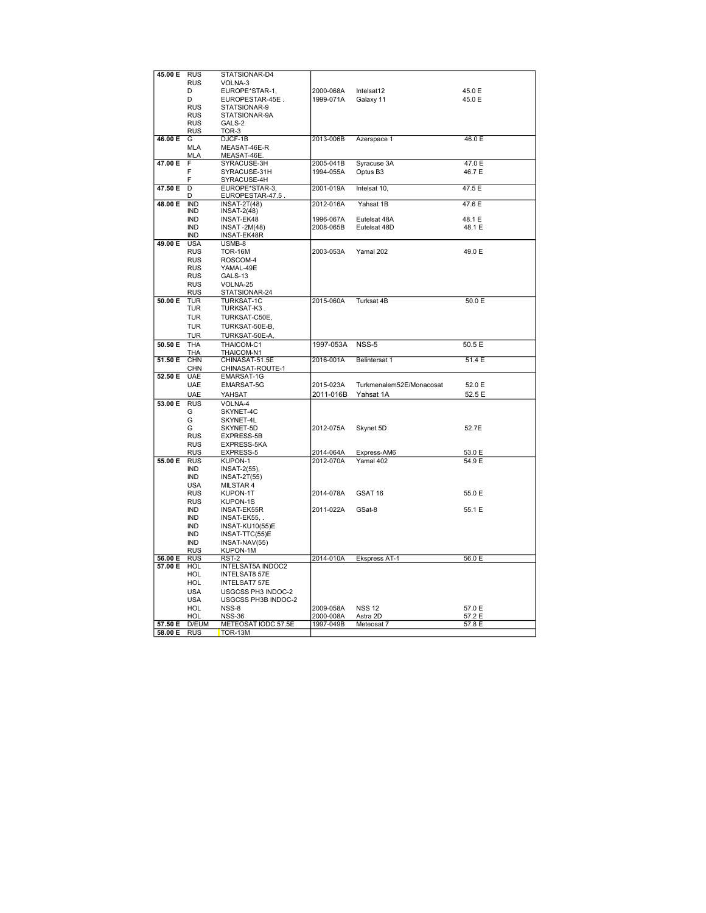| | | | | | |
|---|---|---|---|---|---|
| **45.00 E** | RUS | STATSIONAR-D4 | | | |
| | RUS | VOLNA-3 | | | |
| | D | EUROPE*STAR-1, | 2000-068A | Intelsat12 | 45.0 E |
| | D | EUROPESTAR-45E . | 1999-071A | Galaxy 11 | 45.0 E |
| | RUS | STATSIONAR-9 | | | |
| | RUS | STATSIONAR-9A | | | |
| | RUS | GALS-2 | | | |
| | RUS | TOR-3 | | | |
| **46.00 E** | G | DJCF-1B | 2013-006B | Azerspace 1 | 46.0 E |
| | MLA | MEASAT-46E-R | | | |
| | MLA | MEASAT-46E. | | | |
| **47.00 E** | F | SYRACUSE-3H | 2005-041B | Syracuse 3A | 47.0 E |
| | F | SYRACUSE-31H | 1994-055A | Optus B3 | 46.7 E |
| | F | SYRACUSE-4H | | | |
| **47.50 E** | D | EUROPE*STAR-3, | 2001-019A | Intelsat 10, | 47.5 E |
| | D | EUROPESTAR-47.5 . | | | |
| **48.00 E** | IND | INSAT-2T(48) | 2012-016A | Yahsat 1B | 47.6 E |
| | IND | INSAT-2(48) | | | |
| | IND | INSAT-EK48 | 1996-067A | Eutelsat 48A | 48.1 E |
| | IND | INSAT -2M(48) | 2008-065B | Eutelsat 48D | 48.1 E |
| | IND | INSAT-EK48R | | | |
| **49.00 E** | USA | USMB-8 | | | |
| | RUS | TOR-16M | 2003-053A | Yamal 202 | 49.0 E |
| | RUS | ROSCOM-4 | | | |
| | RUS | YAMAL-49E | | | |
| | RUS | GALS-13 | | | |
| | RUS | VOLNA-25 | | | |
| | RUS | STATSIONAR-24 | | | |
| **50.00 E** | TUR | TURKSAT-1C | 2015-060A | Turksat 4B | 50.0 E |
| | TUR | TURKSAT-K3 . | | | |
| | TUR | TURKSAT-C50E, | | | |
| | TUR | TURKSAT-50E-B, | | | |
| | TUR | TURKSAT-50E-A, | | | |
| **50.50 E** | THA | THAICOM-C1 | 1997-053A | NSS-5 | 50.5 E |
| | THA | THAICOM-N1 | | | |
| **51.50 E** | CHN | CHINASAT-51.5E | 2016-001A | Belintersat 1 | 51.4 E |
| | CHN | CHINASAT-ROUTE-1 | | | |
| **52.50 E** | UAE | EMARSAT-1G | | | |
| | UAE | EMARSAT-5G | 2015-023A | Turkmenalem52E/Monacosat | 52.0 E |
| | UAE | YAHSAT | 2011-016B | Yahsat 1A | 52.5 E |
| **53.00 E** | RUS | VOLNA-4 | | | |
| | G | SKYNET-4C | | | |
| | G | SKYNET-4L | | | |
| | G | SKYNET-5D | 2012-075A | Skynet 5D | 52.7E |
| | RUS | EXPRESS-5B | | | |
| | RUS | EXPRESS-5KA | | | |
| | RUS | EXPRESS-5 | 2014-064A | Express-AM6 | 53.0 E |
| **55.00 E** | RUS | KUPON-1 | 2012-070A | Yamal 402 | 54.9 E |
| | IND | INSAT-2(55), | | | |
| | IND | INSAT-2T(55) | | | |
| | USA | MILSTAR 4 | | | |
| | RUS | KUPON-1T | 2014-078A | GSAT 16 | 55.0 E |
| | RUS | KUPON-1S | | | |
| | IND | INSAT-EK55R | 2011-022A | GSat-8 | 55.1 E |
| | IND | INSAT-EK55, . | | | |
| | IND | INSAT-KU10(55)E | | | |
| | IND | INSAT-TTC(55)E | | | |
| | IND | INSAT-NAV(55) | | | |
| | RUS | KUPON-1M | | | |
| **56.00 E** | RUS | RST-2 | 2014-010A | Ekspress AT-1 | 56.0 E |
| **57.00 E** | HOL | INTELSAT5A INDOC2 | | | |
| | HOL | INTELSAT8 57E | | | |
| | HOL | INTELSAT7 57E | | | |
| | USA | USGCSS PH3 INDOC-2 | | | |
| | USA | USGCSS PH3B INDOC-2 | | | |
| | HOL | NSS-8 | 2009-058A | NSS 12 | 57.0 E |
| | HOL | NSS-36 | 2000-008A | Astra 2D | 57.2 E |
| **57.50 E** | D/EUM | METEOSAT IODC 57.5E | 1997-049B | Meteosat 7 | 57.8 E |
| **58.00 E** | RUS | TOR-13M | | | |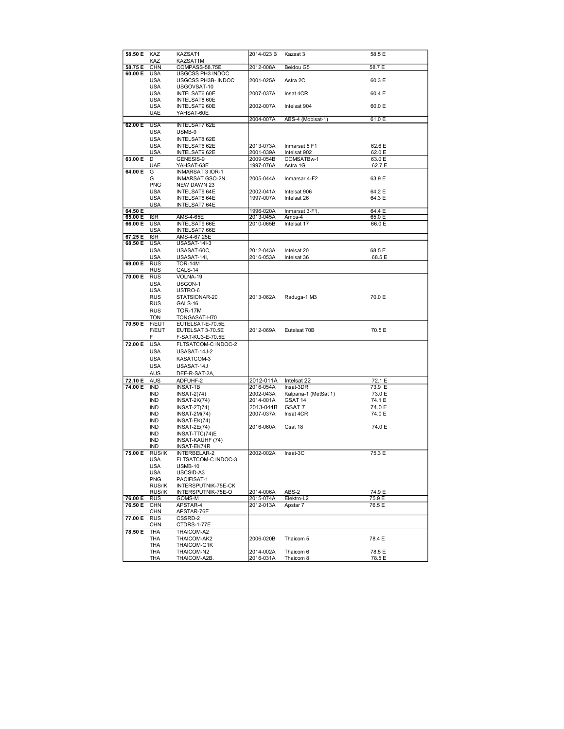| | | | | | |
|---|---|---|---|---|---|
| **58.50 E** | KAZ | KAZSAT1 | 2014-023 B | Kazsat 3 | 58.5 E |
| | KAZ | KAZSAT1M | | | |
| **58.75 E** | CHN | COMPASS-58.75E | 2012-008A | Beidou G5 | 58.7 E |
| **60.00 E** | USA | USGCSS PH3 INDOC | | | |
| | USA | USGCSS PH3B- INDOC | 2001-025A | Astra 2C | 60.3 E |
| | USA | USGOVSAT-10 | | | |
| | USA | INTELSAT6 60E | 2007-037A | Insat 4CR | 60.4 E |
| | USA | INTELSAT8 60E | | | |
| | USA | INTELSAT9 60E | 2002-007A | Intelsat 904 | 60.0 E |
| | UAE | YAHSAT-60E | | | |
| | | | 2004-007A | ABS-4 (Mobisat-1) | 61.0 E |
| **62.00 E** | USA | INTELSAT7 62E | | | |
| | USA | USMB-9 | | | |
| | USA | INTELSAT8 62E | | | |
| | USA | INTELSAT6 62E | 2013-073A | Inmarsat 5 F1 | 62.6 E |
| | USA | INTELSAT9 62E | 2001-039A | Intelsat 902 | 62.0 E |
| **63.00 E** | D | GENESIS-9 | 2009-054B | COMSATBw-1 | 63.0 E |
| | UAE | YAHSAT-63E | 1997-076A | Astra 1G | 62.7 E |
| **64.00 E** | G | INMARSAT 3 IOR-1 | | | |
| | G | INMARSAT GSO-2N | 2005-044A | Inmarsar 4-F2 | 63.9 E |
| | PNG | NEW DAWN 23 | | | |
| | USA | INTELSAT9 64E | 2002-041A | Intelsat 906 | 64.2 E |
| | USA | INTELSAT8 64E | 1997-007A | Intelsat 26 | 64.3 E |
| | USA | INTELSAT7 64E | | | |
| **64.50 E** | | | 1996-020A | Inmarsat 3-F1, | 64.4 E |
| **65.00 E** | ISR | AMS-4-65E | 2013-045A | Amos-4 | 65.0 E |
| **66.00 E** | USA | INTELSAT9 66E | 2010-065B | Intelsat 17 | 66.0 E |
| | USA | INTELSAT7 66E | | | |
| **67.25 E** | ISR | AMS-4-67.25E | | | |
| **68.50 E** | USA | USASAT-14I-3 | | | |
| | USA | USASAT-60C, | 2012-043A | Intelsat 20 | 68.5 E |
| | USA | USASAT-14I, | 2016-053A | Intelsat 36 | 68.5 E |
| **69.00 E** | RUS | TOR-14M | | | |
| | RUS | GALS-14 | | | |
| **70.00 E** | RUS | VOLNA-19 | | | |
| | USA | USGON-1 | | | |
| | USA | USTRO-6 | | | |
| | RUS | STATSIONAR-20 | 2013-062A | Raduga-1 M3 | 70.0 E |
| | RUS | GALS-16 | | | |
| | RUS | TOR-17M | | | |
| | TON | TONGASAT-H70 | | | |
| **70.50 E** | F/EUT | EUTELSAT-E-70.5E | | | |
| | F/EUT | EUTELSAT 3-70.5E | 2012-069A | Eutelsat 70B | 70.5 E |
| | F | F-SAT-KU3-E-70.5E | | | |
| **72.00 E** | USA | FLTSATCOM-C INDOC-2 | | | |
| | USA | USASAT-14J-2 | | | |
| | USA | KASATCOM-3 | | | |
| | USA | USASAT-14J | | | |
| | AUS | DEF-R-SAT-2A, | | | |
| **72.10 E** | AUS | ADFUHF-2 | 2012-011A | Intelsat 22 | 72.1 E |
| **74.00 E** | IND | INSAT-1B | 2016-054A | Insat-3DR | 73.9 E |
| | IND | INSAT-2(74) | 2002-043A | Kalpana-1 (MetSat 1) | 73.0 E |
| | IND | INSAT-2K(74) | 2014-001A | GSAT 14 | 74.1 E |
| | IND | INSAT-2T(74) | 2013-044B | GSAT 7 | 74.0 E |
| | IND | INSAT-2M(74) | 2007-037A | Insat 4CR | 74.0 E |
| | IND | INSAT-EK(74) | | | |
| | IND | INSAT-2E(74) | 2016-060A | Gsat 18 | 74.0 E |
| | IND | INSAT-TTC(74)E | | | |
| | IND | INSAT-KAUHF (74) | | | |
| | IND | INSAT-EK74R | | | |
| **75.00 E** | RUS/IK | INTERBELAR-2 | 2002-002A | Insat-3C | 75.3 E |
| | USA | FLTSATCOM-C INDOC-3 | | | |
| | USA | USMB-10 | | | |
| | USA | USCSID-A3 | | | |
| | PNG | PACIFISAT-1 | | | |
| | RUS/IK | INTERSPUTNIK-75E-CK | | | |
| | RUS/IK | INTERSPUTNIK-75E-O | 2014-006A | ABS-2 | 74.9 E |
| **76.00 E** | RUS | GOMS-M | 2015-074A | Elektro-L2 | 75.9 E |
| **76.50 E** | CHN | APSTAR-4 | 2012-013A | Apstar 7 | 76.5 E |
| | CHN | APSTAR-76E | | | |
| **77.00 E** | RUS | CSSRD-2 | | | |
| | CHN | CTDRS-1-77E | | | |
| **78.50 E** | THA | THAICOM-A2 | | | |
| | THA | THAICOM-AK2 | 2006-020B | Thaicom 5 | 78.4 E |
| | THA | THAICOM-G1K | | | |
| | THA | THAICOM-N2 | 2014-002A | Thaicom 6 | 78.5 E |
| | THA | THAICOM-A2B. | 2016-031A | Thaicom 8 | 78.5 E |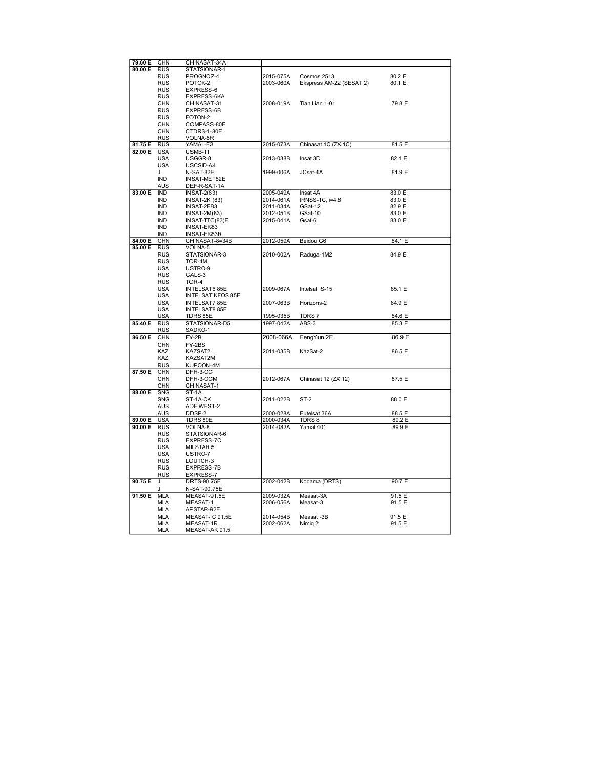| | | | | | |
|---|---|---|---|---|---|
| **79.60 E** | CHN | CHINASAT-34A | | | |
| **80.00 E** | RUS | STATSIONAR-1 | | | |
| | RUS | PROGNOZ-4 | 2015-075A | Cosmos 2513 | 80.2 E |
| | RUS | POTOK-2 | 2003-060A | Ekspress AM-22 (SESAT 2) | 80.1 E |
| | RUS | EXPRESS-6 | | | |
| | RUS | EXPRESS-6KA | | | |
| | CHN | CHINASAT-31 | 2008-019A | Tian Lian 1-01 | 79.8 E |
| | RUS | EXPRESS-6B | | | |
| | RUS | FOTON-2 | | | |
| | CHN | COMPASS-80E | | | |
| | CHN | CTDRS-1-80E | | | |
| | RUS | VOLNA-8R | | | |
| **81.75 E** | RUS | YAMAL-E3 | 2015-073A | Chinasat 1C (ZX 1C) | 81.5 E |
| **82.00 E** | USA | USMB-11 | | | |
| | USA | USGGR-8 | 2013-038B | Insat 3D | 82.1 E |
| | USA | USCSID-A4 | | | |
| | J | N-SAT-82E | 1999-006A | JCsat-4A | 81.9 E |
| | IND | INSAT-MET82E | | | |
| | AUS | DEF-R-SAT-1A | | | |
| **83.00 E** | IND | INSAT-2(83) | 2005-049A | Insat 4A | 83.0 E |
| | IND | INSAT-2K (83) | 2014-061A | IRNSS-1C, i=4.8 | 83.0 E |
| | IND | INSAT-2E83 | 2011-034A | GSat-12 | 82.9 E |
| | IND | INSAT-2M(83) | 2012-051B | GSat-10 | 83.0 E |
| | IND | INSAT-TTC(83)E | 2015-041A | Gsat-6 | 83.0 E |
| | IND | INSAT-EK83 | | | |
| | IND | INSAT-EK83R | | | |
| **84.00 E** | CHN | CHINASAT-8=34B | 2012-059A | Beidou G6 | 84.1 E |
| **85.00 E** | RUS | VOLNA-5 | | | |
| | RUS | STATSIONAR-3 | 2010-002A | Raduga-1M2 | 84.9 E |
| | RUS | TOR-4M | | | |
| | USA | USTRO-9 | | | |
| | RUS | GALS-3 | | | |
| | RUS | TOR-4 | | | |
| | USA | INTELSAT6 85E | 2009-067A | Intelsat IS-15 | 85.1 E |
| | USA | INTELSAT KFOS 85E | | | |
| | USA | INTELSAT7 85E | 2007-063B | Horizons-2 | 84.9 E |
| | USA | INTELSAT8 85E | | | |
| | USA | TDRS 85E | 1995-035B | TDRS 7 | 84.6 E |
| **85.40 E** | RUS | STATSIONAR-D5 | 1997-042A | ABS-3 | 85.3 E |
| | RUS | SADKO-1 | | | |
| **86.50 E** | CHN | FY-2B | 2008-066A | FengYun 2E | 86.9 E |
| | CHN | FY-2BS | | | |
| | KAZ | KAZSAT2 | 2011-035B | KazSat-2 | 86.5 E |
| | KAZ | KAZSAT2M | | | |
| | RUS | KUPOON-4M | | | |
| **87.50 E** | CHN | DFH-3-OC | | | |
| | CHN | DFH-3-OCM | 2012-067A | Chinasat 12 (ZX 12) | 87.5 E |
| | CHN | CHINASAT-1 | | | |
| **88.00 E** | SNG | ST-1A | | | |
| | SNG | ST-1A-CK | 2011-022B | ST-2 | 88.0 E |
| | AUS | ADF WEST-2 | | | |
| | AUS | DDSP-2 | 2000-028A | Eutelsat 36A | 88.5 E |
| **89.00 E** | USA | TDRS 89E | 2000-034A | TDRS 8 | 89.2 E |
| **90.00 E** | RUS | VOLNA-8 | 2014-082A | Yamal 401 | 89.9 E |
| | RUS | STATSIONAR-6 | | | |
| | RUS | EXPRESS-7C | | | |
| | USA | MILSTAR 5 | | | |
| | USA | USTRO-7 | | | |
| | RUS | LOUTCH-3 | | | |
| | RUS | EXPRESS-7B | | | |
| | RUS | EXPRESS-7 | | | |
| **90.75 E** | J | DRTS-90.75E | 2002-042B | Kodama (DRTS) | 90.7 E |
| | J | N-SAT-90.75E | | | |
| **91.50 E** | MLA | MEASAT-91.5E | 2009-032A | Measat-3A | 91.5 E |
| | MLA | MEASAT-1 | 2006-056A | Measat-3 | 91.5 E |
| | MLA | APSTAR-92E | | | |
| | MLA | MEASAT-IC 91.5E | 2014-054B | Measat -3B | 91.5 E |
| | MLA | MEASAT-1R | 2002-062A | Nimiq 2 | 91.5 E |
| | MLA | MEASAT-AK 91.5 | | | |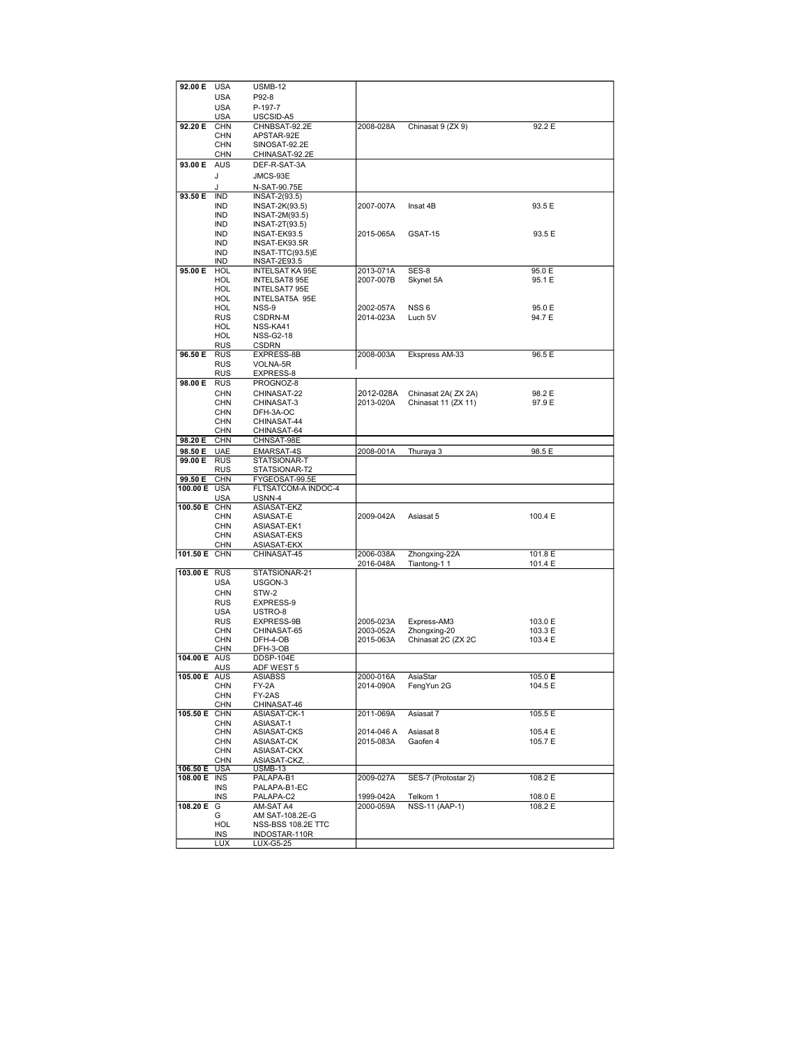| | | | | | |
|---|---|---|---|---|---|
| 92.00 E | USA | USMB-12 | | | |
| | USA | P92-8 | | | |
| | USA | P-197-7 | | | |
| | USA | USCSID-A5 | | | |
| 92.20 E | CHN | CHNBSAT-92.2E | 2008-028A | Chinasat 9 (ZX 9) | 92.2 E |
| | CHN | APSTAR-92E | | | |
| | CHN | SINOSAT-92.2E | | | |
| | CHN | CHINASAT-92.2E | | | |
| 93.00 E | AUS | DEF-R-SAT-3A | | | |
| | J | JMCS-93E | | | |
| | J | N-SAT-90.75E | | | |
| 93.50 E | IND | INSAT-2(93.5) | | | |
| | IND | INSAT-2K(93.5) | 2007-007A | Insat 4B | 93.5 E |
| | IND | INSAT-2M(93.5) | | | |
| | IND | INSAT-2T(93.5) | | | |
| | IND | INSAT-EK93.5 | 2015-065A | GSAT-15 | 93.5 E |
| | IND | INSAT-EK93.5R | | | |
| | IND | INSAT-TTC(93.5)E | | | |
| | IND | INSAT-2E93.5 | | | |
| 95.00 E | HOL | INTELSAT KA 95E | 2013-071A | SES-8 | 95.0 E |
| | HOL | INTELSAT8 95E | 2007-007B | Skynet 5A | 95.1 E |
| | HOL | INTELSAT7 95E | | | |
| | HOL | INTELSAT5A 95E | | | |
| | HOL | NSS-9 | 2002-057A | NSS 6 | 95.0 E |
| | RUS | CSDRN-M | 2014-023A | Luch 5V | 94.7 E |
| | HOL | NSS-KA41 | | | |
| | HOL | NSS-G2-18 | | | |
| | RUS | CSDRN | | | |
| 96.50 E | RUS | EXPRESS-8B | 2008-003A | Ekspress AM-33 | 96.5 E |
| | RUS | VOLNA-5R | | | |
| | RUS | EXPRESS-8 | | | |
| 98.00 E | RUS | PROGNOZ-8 | | | |
| | CHN | CHINASAT-22 | 2012-028A | Chinasat 2A( ZX 2A) | 98.2 E |
| | CHN | CHINASAT-3 | 2013-020A | Chinasat 11 (ZX 11) | 97.9 E |
| | CHN | DFH-3A-OC | | | |
| | CHN | CHINASAT-44 | | | |
| | CHN | CHINASAT-64 | | | |
| 98.20 E | CHN | CHNSAT-98E | | | |
| 98.50 E | UAE | EMARSAT-4S | 2008-001A | Thuraya 3 | 98.5 E |
| 99.00 E | RUS | STATSIONAR-T | | | |
| | RUS | STATSIONAR-T2 | | | |
| 99.50 E | CHN | FYGEOSAT-99.5E | | | |
| 100.00 E | USA | FLTSATCOM-A INDOC-4 | | | |
| | USA | USNN-4 | | | |
| 100.50 E | CHN | ASIASAT-EKZ | | | |
| | CHN | ASIASAT-E | 2009-042A | Asiasat 5 | 100.4 E |
| | CHN | ASIASAT-EK1 | | | |
| | CHN | ASIASAT-EKS | | | |
| | CHN | ASIASAT-EKX | | | |
| 101.50 E | CHN | CHINASAT-45 | 2006-038A | Zhongxing-22A | 101.8 E |
| | | | 2016-048A | Tiantong-1 1 | 101.4 E |
| 103.00 E | RUS | STATSIONAR-21 | | | |
| | USA | USGON-3 | | | |
| | CHN | STW-2 | | | |
| | RUS | EXPRESS-9 | | | |
| | USA | USTRO-8 | | | |
| | RUS | EXPRESS-9B | 2005-023A | Express-AM3 | 103.0 E |
| | CHN | CHINASAT-65 | 2003-052A | Zhongxing-20 | 103.3 E |
| | CHN | DFH-4-OB | 2015-063A | Chinasat 2C (ZX 2C | 103.4 E |
| | CHN | DFH-3-OB | | | |
| 104.00 E | AUS | DDSP-104E | | | |
| | AUS | ADF WEST 5 | | | |
| 105.00 E | AUS | ASIABSS | 2000-016A | AsiaStar | 105.0 **E** |
| | CHN | FY-2A | 2014-090A | FengYun 2G | 104.5 E |
| | CHN | FY-2AS | | | |
| | CHN | CHINASAT-46 | | | |
| 105.50 E | CHN | ASIASAT-CK-1 | 2011-069A | Asiasat 7 | 105.5 E |
| | CHN | ASIASAT-1 | | | |
| | CHN | ASIASAT-CKS | 2014-046 A | Asiasat 8 | 105.4 E |
| | CHN | ASIASAT-CK | 2015-083A | Gaofen 4 | 105.7 E |
| | CHN | ASIASAT-CKX | | | |
| | CHN | ASIASAT-CKZ, . | | | |
| 106.50 E | USA | USMB-13 | | | |
| 108.00 E | INS | PALAPA-B1 | 2009-027A | SES-7 (Protostar 2) | 108.2 E |
| | INS | PALAPA-B1-EC | | | |
| | INS | PALAPA-C2 | 1999-042A | Telkom 1 | 108.0 E |
| 108.20 E | G | AM-SAT A4 | 2000-059A | NSS-11 (AAP-1) | 108.2 E |
| | G | AM SAT-108.2E-G | | | |
| | HOL | NSS-BSS 108.2E TTC | | | |
| | INS | INDOSTAR-110R | | | |
| | LUX | LUX-G5-25 | | | |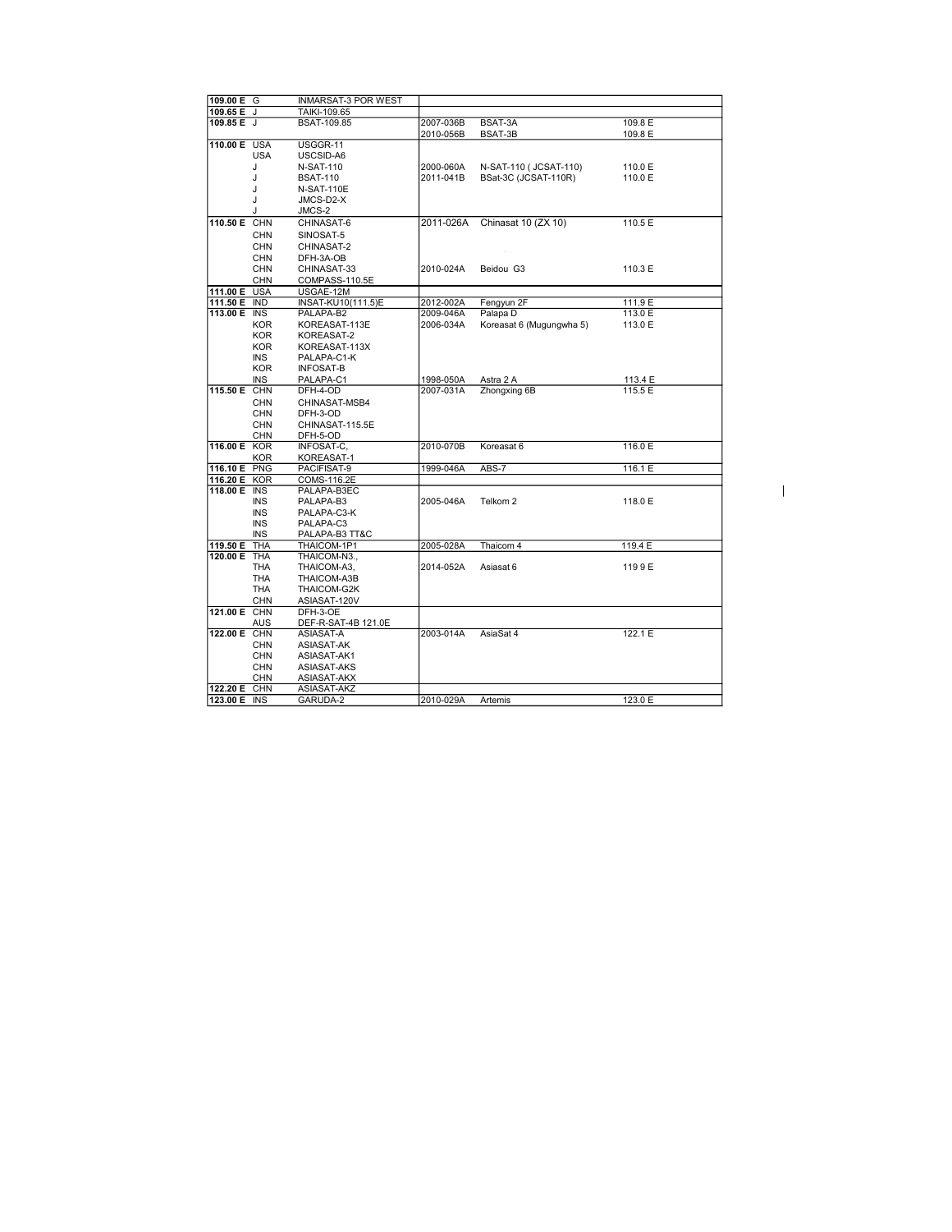| | | | | | |
|---|---|---|---|---|---|
| **109.00 E** | G | INMARSAT-3 POR WEST | | | |
| **109.65 E** | J | TAIKI-109.65 | | | |
| **109.85 E** | J | BSAT-109.85 | 2007-036B | BSAT-3A | 109.8 E |
| | | | 2010-056B | BSAT-3B | 109.8 E |
| **110.00 E** | USA | USGGR-11 | | | |
| | USA | USCSID-A6 | | | |
| | J | N-SAT-110 | 2000-060A | N-SAT-110 ( JCSAT-110) | 110.0 E |
| | J | BSAT-110 | 2011-041B | BSat-3C (JCSAT-110R) | 110.0 E |
| | J | N-SAT-110E | | | |
| | J | JMCS-D2-X | | | |
| | J | JMCS-2 | | | |
| **110.50 E** | CHN | CHINASAT-6 | 2011-026A | Chinasat 10 (ZX 10) | 110.5 E |
| | CHN | SINOSAT-5 | | | |
| | CHN | CHINASAT-2 | | | |
| | CHN | DFH-3A-OB | | | |
| | CHN | CHINASAT-33 | 2010-024A | Beidou G3 | 110.3 E |
| | CHN | COMPASS-110.5E | | | |
| **111.00 E** | USA | USGAE-12M | | | |
| **111.50 E** | IND | INSAT-KU10(111.5)E | 2012-002A | Fengyun 2F | 111.9 E |
| **113.00 E** | INS | PALAPA-B2 | 2009-046A | Palapa D | 113.0 E |
| | KOR | KOREASAT-113E | 2006-034A | Koreasat 6 (Mugungwha 5) | 113.0 E |
| | KOR | KOREASAT-2 | | | |
| | KOR | KOREASAT-113X | | | |
| | INS | PALAPA-C1-K | | | |
| | KOR | INFOSAT-B | | | |
| | INS | PALAPA-C1 | 1998-050A | Astra 2 A | 113.4 E |
| **115.50 E** | CHN | DFH-4-OD | 2007-031A | Zhongxing 6B | 115.5 E |
| | CHN | CHINASAT-MSB4 | | | |
| | CHN | DFH-3-OD | | | |
| | CHN | CHINASAT-115.5E | | | |
| | CHN | DFH-5-OD | | | |
| **116.00 E** | KOR | INFOSAT-C, | 2010-070B | Koreasat 6 | 116.0 E |
| | KOR | KOREASAT-1 | | | |
| **116.10 E** | PNG | PACIFISAT-9 | 1999-046A | ABS-7 | 116.1 E |
| **116.20 E** | KOR | COMS-116.2E | | | |
| **118.00 E** | INS | PALAPA-B3EC | | | |
| | INS | PALAPA-B3 | 2005-046A | Telkom 2 | 118.0 E |
| | INS | PALAPA-C3-K | | | |
| | INS | PALAPA-C3 | | | |
| | INS | PALAPA-B3 TT&C | | | |
| **119.50 E** | THA | THAICOM-1P1 | 2005-028A | Thaicom 4 | 119.4 E |
| **120.00 E** | THA | THAICOM-N3., | | | |
| | THA | THAICOM-A3, | 2014-052A | Asiasat 6 | 119 9 E |
| | THA | THAICOM-A3B | | | |
| | THA | THAICOM-G2K | | | |
| | CHN | ASIASAT-120V | | | |
| **121.00 E** | CHN | DFH-3-OE | | | |
| | AUS | DEF-R-SAT-4B 121.0E | | | |
| **122.00 E** | CHN | ASIASAT-A | 2003-014A | AsiaSat 4 | 122.1 E |
| | CHN | ASIASAT-AK | | | |
| | CHN | ASIASAT-AK1 | | | |
| | CHN | ASIASAT-AKS | | | |
| | CHN | ASIASAT-AKX | | | |
| **122.20 E** | CHN | ASIASAT-AKZ | | | |
| **123.00 E** | INS | GARUDA-2 | 2010-029A | Artemis | 123.0 E |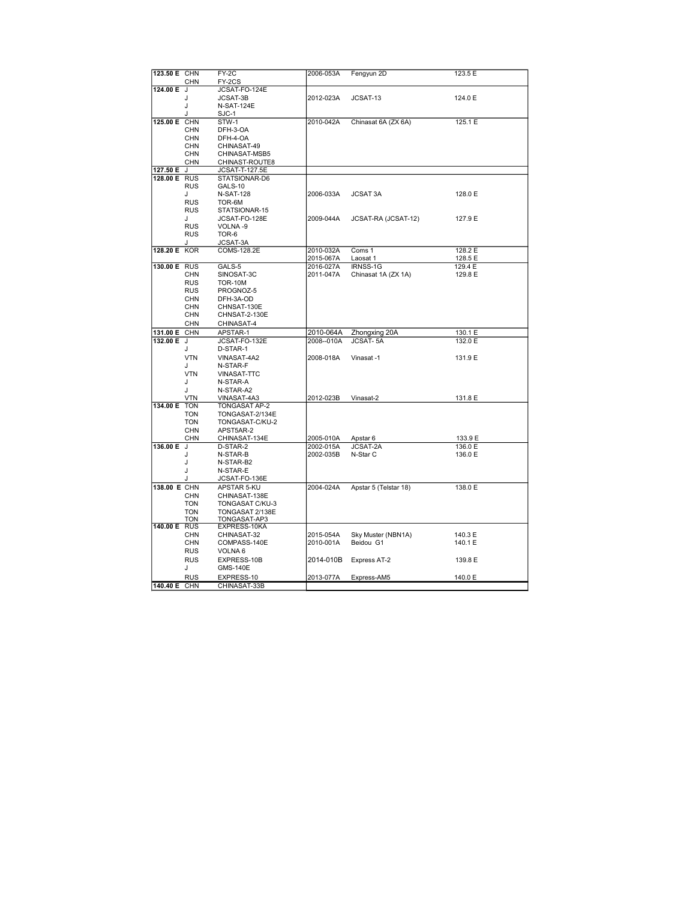| | | | | | |
|---|---|---|---|---|---|
| **123.50 E** | CHN | FY-2C | 2006-053A | Fengyun 2D | 123.5 E |
| | CHN | FY-2CS | | | |
| **124.00 E** | J | JCSAT-FO-124E | | | |
| | J | JCSAT-3B | 2012-023A | JCSAT-13 | 124.0 E |
| | J | N-SAT-124E | | | |
| | J | SJC-1 | | | |
| **125.00 E** | CHN | STW-1 | 2010-042A | Chinasat 6A (ZX 6A) | 125.1 E |
| | CHN | DFH-3-OA | | | |
| | CHN | DFH-4-OA | | | |
| | CHN | CHINASAT-49 | | | |
| | CHN | CHINASAT-MSB5 | | | |
| | CHN | CHINAST-ROUTE8 | | | |
| **127.50 E** | J | JCSAT-T-127.5E | | | |
| **128.00 E** | RUS | STATSIONAR-D6 | | | |
| | RUS | GALS-10 | | | |
| | J | N-SAT-128 | 2006-033A | JCSAT 3A | 128.0 E |
| | RUS | TOR-6M | | | |
| | RUS | STATSIONAR-15 | | | |
| | J | JCSAT-FO-128E | 2009-044A | JCSAT-RA (JCSAT-12) | 127.9 E |
| | RUS | VOLNA -9 | | | |
| | RUS | TOR-6 | | | |
| | J | JCSAT-3A | | | |
| **128.20 E** | KOR | COMS-128.2E | 2010-032A | Coms 1 | 128.2 E |
| | | | 2015-067A | Laosat 1 | 128.5 E |
| **130.00 E** | RUS | GALS-5 | 2016-027A | IRNSS-1G | 129.4 E |
| | CHN | SINOSAT-3C | 2011-047A | Chinasat 1A (ZX 1A) | 129.8 E |
| | RUS | TOR-10M | | | |
| | RUS | PROGNOZ-5 | | | |
| | CHN | DFH-3A-OD | | | |
| | CHN | CHNSAT-130E | | | |
| | CHN | CHNSAT-2-130E | | | |
| | CHN | CHINASAT-4 | | | |
| **131.00 E** | CHN | APSTAR-1 | 2010-064A | Zhongxing 20A | 130.1 E |
| **132.00 E** | J | JCSAT-FO-132E | 2008--010A | JCSAT- 5A | 132.0 E |
| | J | D-STAR-1 | | | |
| | VTN | VINASAT-4A2 | 2008-018A | Vinasat -1 | 131.9 E |
| | J | N-STAR-F | | | |
| | VTN | VINASAT-TTC | | | |
| | J | N-STAR-A | | | |
| | J | N-STAR-A2 | | | |
| | VTN | VINASAT-4A3 | 2012-023B | Vinasat-2 | 131.8 E |
| **134.00 E** | TON | TONGASAT AP-2 | | | |
| | TON | TONGASAT-2/134E | | | |
| | TON | TONGASAT-C/KU-2 | | | |
| | CHN | APST5AR-2 | | | |
| | CHN | CHINASAT-134E | 2005-010A | Apstar 6 | 133.9 E |
| **136.00 E** | J | D-STAR-2 | 2002-015A | JCSAT-2A | 136.0 E |
| | J | N-STAR-B | 2002-035B | N-Star C | 136.0 E |
| | J | N-STAR-B2 | | | |
| | J | N-STAR-E | | | |
| | J | JCSAT-FO-136E | | | |
| **138.00 E** | CHN | APSTAR 5-KU | 2004-024A | Apstar 5 (Telstar 18) | 138.0 E |
| | CHN | CHINASAT-138E | | | |
| | TON | TONGASAT C/KU-3 | | | |
| | TON | TONGASAT 2/138E | | | |
| | TON | TONGASAT-AP3 | | | |
| **140.00 E** | RUS | EXPRESS-10KA | | | |
| | CHN | CHINASAT-32 | 2015-054A | Sky Muster (NBN1A) | 140.3 E |
| | CHN | COMPASS-140E | 2010-001A | Beidou G1 | 140.1 E |
| | RUS | VOLNA 6 | | | |
| | RUS | EXPRESS-10B | 2014-010B | Express AT-2 | 139.8 E |
| | J | GMS-140E | | | |
| | RUS | EXPRESS-10 | 2013-077A | Express-AM5 | 140.0 E |
| **140.40 E** | CHN | CHINASAT-33B | | | |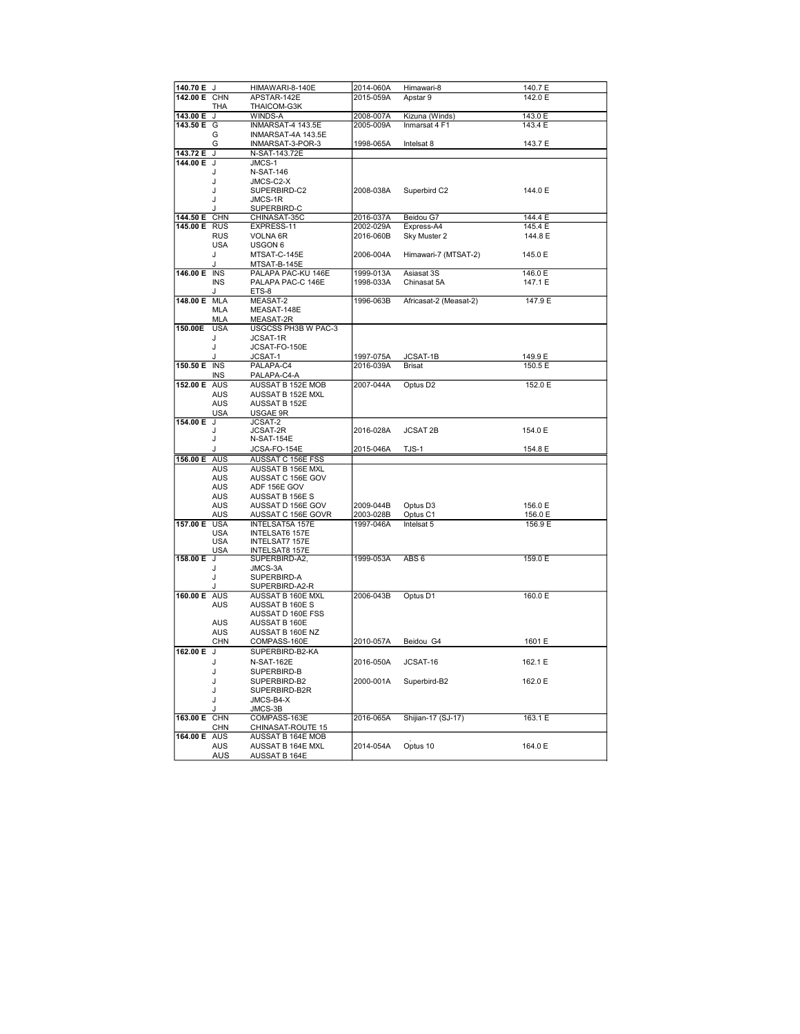| | | | | | |
|---|---|---|---|---|---|
| 140.70 E | J | HIMAWARI-8-140E | 2014-060A | Himawari-8 | 140.7 E |
| 142.00 E | CHN | APSTAR-142E | 2015-059A | Apstar 9 | 142.0 E |
| | THA | THAICOM-G3K | | | |
| 143.00 E | J | WINDS-A | 2008-007A | Kizuna (Winds) | 143.0 E |
| 143.50 E | G | INMARSAT-4 143.5E | 2005-009A | Inmarsat 4 F1 | 143.4 E |
| | G | INMARSAT-4A 143.5E | | | |
| | G | INMARSAT-3-POR-3 | 1998-065A | Intelsat 8 | 143.7 E |
| 143.72 E | J | N-SAT-143.72E | | | |
| 144.00 E | J | JMCS-1 | | | |
| | J | N-SAT-146 | | | |
| | J | JMCS-C2-X | | | |
| | J | SUPERBIRD-C2 | 2008-038A | Superbird C2 | 144.0 E |
| | J | JMCS-1R | | | |
| | J | SUPERBIRD-C | | | |
| 144.50 E | CHN | CHINASAT-35C | 2016-037A | Beidou G7 | 144.4 E |
| 145.00 E | RUS | EXPRESS-11 | 2002-029A | Express-A4 | 145.4 E |
| | RUS | VOLNA 6R | 2016-060B | Sky Muster 2 | 144.8 E |
| | USA | USGON 6 | | | |
| | J | MTSAT-C-145E | 2006-004A | Himawari-7 (MTSAT-2) | 145.0 E |
| | J | MTSAT-B-145E | | | |
| 146.00 E | INS | PALAPA PAC-KU 146E | 1999-013A | Asiasat 3S | 146.0 E |
| | INS | PALAPA PAC-C 146E | 1998-033A | Chinasat 5A | 147.1 E |
| | J | ETS-8 | | | |
| 148.00 E | MLA | MEASAT-2 | 1996-063B | Africasat-2 (Measat-2) | 147.9 E |
| | MLA | MEASAT-148E | | | |
| | MLA | MEASAT-2R | | | |
| 150.00E | USA | USGCSS PH3B W PAC-3 | | | |
| | J | JCSAT-1R | | | |
| | J | JCSAT-FO-150E | | | |
| | J | JCSAT-1 | 1997-075A | JCSAT-1B | 149.9 E |
| 150.50 E | INS | PALAPA-C4 | 2016-039A | Brisat | 150.5 E |
| | INS | PALAPA-C4-A | | | |
| 152.00 E | AUS | AUSSAT B 152E MOB | 2007-044A | Optus D2 | 152.0 E |
| | AUS | AUSSAT B 152E MXL | | | |
| | AUS | AUSSAT B 152E | | | |
| | USA | USGAE 9R | | | |
| 154.00 E | J | JCSAT-2 | | | |
| | J | JCSAT-2R | 2016-028A | JCSAT 2B | 154.0 E |
| | J | N-SAT-154E | | | |
| | J | JCSA-FO-154E | 2015-046A | TJS-1 | 154.8 E |
| 156.00 E | AUS | AUSSAT C 156E FSS | | | |
| | AUS | AUSSAT B 156E MXL | | | |
| | AUS | AUSSAT C 156E GOV | | | |
| | AUS | ADF 156E GOV | | | |
| | AUS | AUSSAT B 156E S | | | |
| | AUS | AUSSAT D 156E GOV | 2009-044B | Optus D3 | 156.0 E |
| | AUS | AUSSAT C 156E GOVR | 2003-028B | Optus C1 | 156.0 E |
| 157.00 E | USA | INTELSAT5A 157E | 1997-046A | Intelsat 5 | 156.9 E |
| | USA | INTELSAT6 157E | | | |
| | USA | INTELSAT7 157E | | | |
| | USA | INTELSAT8 157E | | | |
| 158.00 E | J | SUPERBIRD-A2, | 1999-053A | ABS 6 | 159.0 E |
| | J | JMCS-3A | | | |
| | J | SUPERBIRD-A | | | |
| | J | SUPERBIRD-A2-R | | | |
| 160.00 E | AUS | AUSSAT B 160E MXL | 2006-043B | Optus D1 | 160.0 E |
| | AUS | AUSSAT B 160E S | | | |
| | | AUSSAT D 160E FSS | | | |
| | AUS | AUSSAT B 160E | | | |
| | AUS | AUSSAT B 160E NZ | | | |
| | CHN | COMPASS-160E | 2010-057A | Beidou G4 | 1601 E |
| 162.00 E | J | SUPERBIRD-B2-KA | | | |
| | J | N-SAT-162E | 2016-050A | JCSAT-16 | 162.1 E |
| | J | SUPERBIRD-B | | | |
| | J | SUPERBIRD-B2 | 2000-001A | Superbird-B2 | 162.0 E |
| | J | SUPERBIRD-B2R | | | |
| | J | JMCS-B4-X | | | |
| | J | JMCS-3B | | | |
| 163.00 E | CHN | COMPASS-163E | 2016-065A | Shijian-17 (SJ-17) | 163.1 E |
| | CHN | CHINASAT-ROUTE 15 | | | |
| 164.00 E | AUS | AUSSAT B 164E MOB | | | |
| | AUS | AUSSAT B 164E MXL | 2014-054A | Optus 10 | 164.0 E |
| | AUS | AUSSAT B 164E | | | |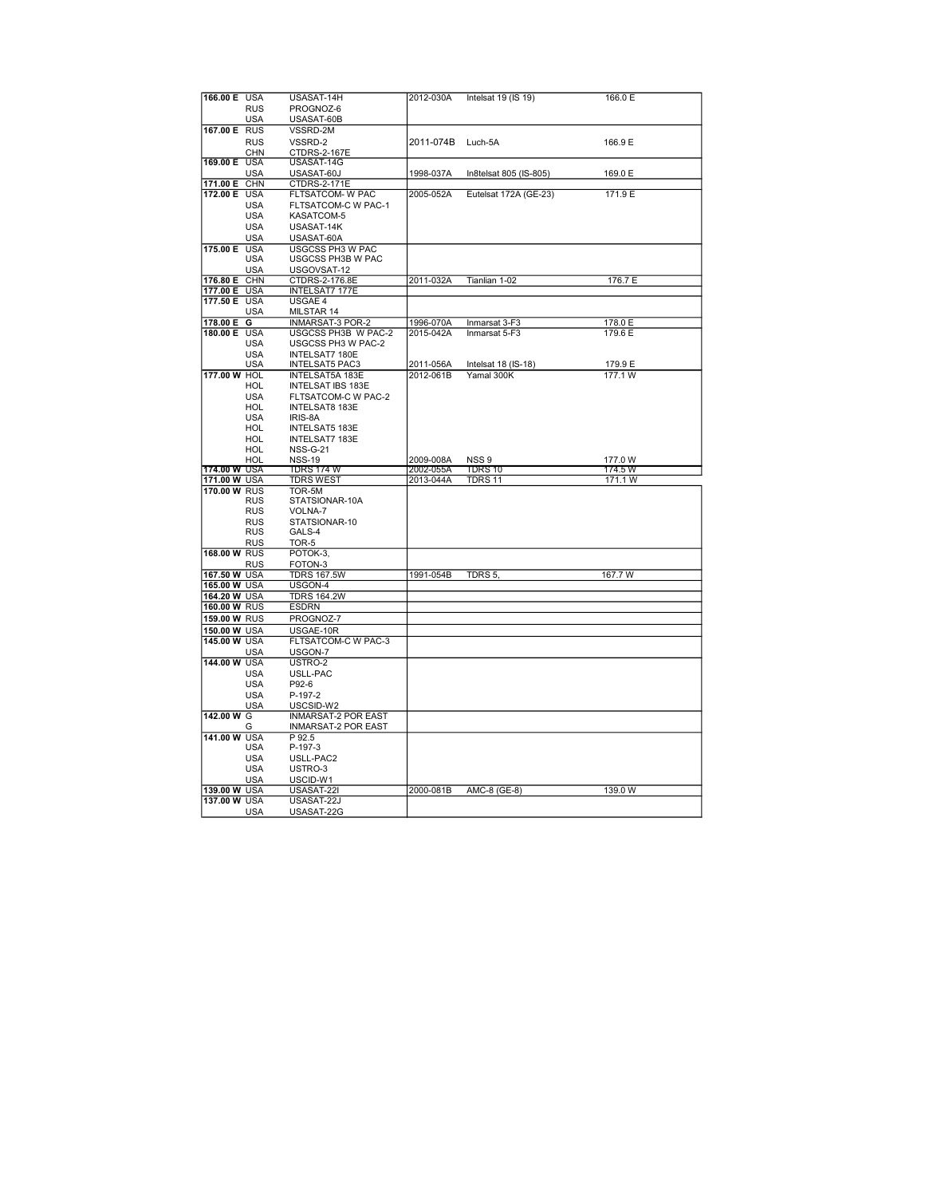| | | | | | |
|---|---|---|---|---|---|
| **166.00 E** | USA | USASAT-14H | 2012-030A | Intelsat 19 (IS 19) | 166.0 E |
| | RUS | PROGNOZ-6 | | | |
| | USA | USASAT-60B | | | |
| **167.00 E** | RUS | VSSRD-2M | | | |
| | RUS | VSSRD-2 | 2011-074B | Luch-5A | 166.9 E |
| | CHN | CTDRS-2-167E | | | |
| **169.00 E** | USA | USASAT-14G | | | |
| | USA | USASAT-60J | 1998-037A | In8telsat 805 (IS-805) | 169.0 E |
| **171.00 E** | CHN | CTDRS-2-171E | | | |
| **172.00 E** | USA | FLTSATCOM- W PAC | 2005-052A | Eutelsat 172A (GE-23) | 171.9 E |
| | USA | FLTSATCOM-C W PAC-1 | | | |
| | USA | KASATCOM-5 | | | |
| | USA | USASAT-14K | | | |
| | USA | USASAT-60A | | | |
| **175.00 E** | USA | USGCSS PH3 W PAC | | | |
| | USA | USGCSS PH3B W PAC | | | |
| | USA | USGOVSAT-12 | | | |
| **176.80 E** | CHN | CTDRS-2-176.8E | 2011-032A | Tianlian 1-02 | 176.7 E |
| **177.00 E** | USA | INTELSAT7 177E | | | |
| **177.50 E** | USA | USGAE 4 | | | |
| | USA | MILSTAR 14 | | | |
| **178.00 E** | G | INMARSAT-3 POR-2 | 1996-070A | Inmarsat 3-F3 | 178.0 E |
| **180.00 E** | USA | USGCSS PH3B W PAC-2 | 2015-042A | Inmarsat 5-F3 | 179.6 E |
| | USA | USGCSS PH3 W PAC-2 | | | |
| | USA | INTELSAT7 180E | | | |
| | USA | INTELSAT5 PAC3 | 2011-056A | Intelsat 18 (IS-18) | 179.9 E |
| **177.00 W** | HOL | INTELSAT5A 183E | 2012-061B | Yamal 300K | 177.1 W |
| | HOL | INTELSAT IBS 183E | | | |
| | USA | FLTSATCOM-C W PAC-2 | | | |
| | HOL | INTELSAT8 183E | | | |
| | USA | IRIS-8A | | | |
| | HOL | INTELSAT5 183E | | | |
| | HOL | INTELSAT7 183E | | | |
| | HOL | NSS-G-21 | | | |
| | HOL | NSS-19 | 2009-008A | NSS 9 | 177.0 W |
| **174.00 W** | USA | TDRS 174 W | 2002-055A | TDRS 10 | 174.5 W |
| **171.00 W** | USA | TDRS WEST | 2013-044A | TDRS 11 | 171.1 W |
| **170.00 W** | RUS | TOR-5M | | | |
| | RUS | STATSIONAR-10A | | | |
| | RUS | VOLNA-7 | | | |
| | RUS | STATSIONAR-10 | | | |
| | RUS | GALS-4 | | | |
| | RUS | TOR-5 | | | |
| **168.00 W** | RUS | POTOK-3, | | | |
| | RUS | FOTON-3 | | | |
| **167.50 W** | USA | TDRS 167.5W | 1991-054B | TDRS 5, | 167.7 W |
| **165.00 W** | USA | USGON-4 | | | |
| **164.20 W** | USA | TDRS 164.2W | | | |
| **160.00 W** | RUS | ESDRN | | | |
| **159.00 W** | RUS | PROGNOZ-7 | | | |
| **150.00 W** | USA | USGAE-10R | | | |
| **145.00 W** | USA | FLTSATCOM-C W PAC-3 | | | |
| | USA | USGON-7 | | | |
| **144.00 W** | USA | USTRO-2 | | | |
| | USA | USLL-PAC | | | |
| | USA | P92-6 | | | |
| | USA | P-197-2 | | | |
| | USA | USCSID-W2 | | | |
| **142.00 W** | G | INMARSAT-2 POR EAST | | | |
| | G | INMARSAT-2 POR EAST | | | |
| **141.00 W** | USA | P 92.5 | | | |
| | USA | P-197-3 | | | |
| | USA | USLL-PAC2 | | | |
| | USA | USTRO-3 | | | |
| | USA | USCID-W1 | | | |
| **139.00 W** | USA | USASAT-22I | 2000-081B | AMC-8 (GE-8) | 139.0 W |
| **137.00 W** | USA | USASAT-22J | | | |
| | USA | USASAT-22G | | | |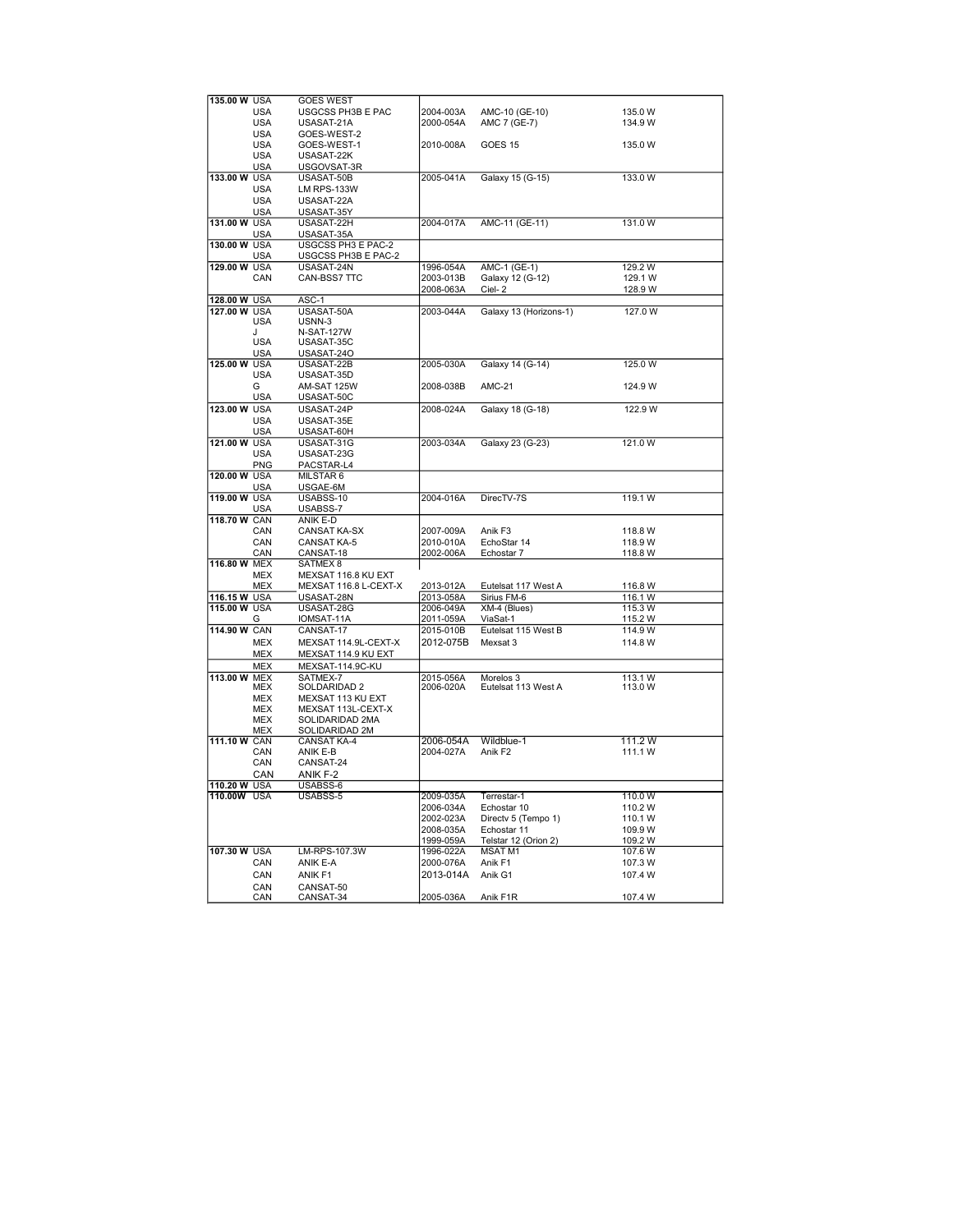| | | | | | |
|---|---|---|---|---|---|
| 135.00 W | USA | GOES WEST | | | |
| | USA | USGCSS PH3B E PAC | 2004-003A | AMC-10 (GE-10) | 135.0 W |
| | USA | USASAT-21A | 2000-054A | AMC 7 (GE-7) | 134.9 W |
| | USA | GOES-WEST-2 | | | |
| | USA | GOES-WEST-1 | 2010-008A | GOES 15 | 135.0 W |
| | USA | USASAT-22K | | | |
| | USA | USGOVSAT-3R | | | |
| 133.00 W | USA | USASAT-50B | 2005-041A | Galaxy 15 (G-15) | 133.0 W |
| | USA | LM RPS-133W | | | |
| | USA | USASAT-22A | | | |
| | USA | USASAT-35Y | | | |
| 131.00 W | USA | USASAT-22H | 2004-017A | AMC-11 (GE-11) | 131.0 W |
| | USA | USASAT-35A | | | |
| 130.00 W | USA | USGCSS PH3 E PAC-2 | | | |
| | USA | USGCSS PH3B E PAC-2 | | | |
| 129.00 W | USA | USASAT-24N | 1996-054A | AMC-1 (GE-1) | 129.2 W |
| | CAN | CAN-BSS7 TTC | 2003-013B | Galaxy 12 (G-12) | 129.1 W |
| | | | 2008-063A | Ciel- 2 | 128.9 W |
| 128.00 W | USA | ASC-1 | | | |
| 127.00 W | USA | USASAT-50A | 2003-044A | Galaxy 13 (Horizons-1) | 127.0 W |
| | USA | USNN-3 | | | |
| | J | N-SAT-127W | | | |
| | USA | USASAT-35C | | | |
| | USA | USASAT-24O | | | |
| 125.00 W | USA | USASAT-22B | 2005-030A | Galaxy 14 (G-14) | 125.0 W |
| | USA | USASAT-35D | | | |
| | G | AM-SAT 125W | 2008-038B | AMC-21 | 124.9 W |
| | USA | USASAT-50C | | | |
| 123.00 W | USA | USASAT-24P | 2008-024A | Galaxy 18 (G-18) | 122.9 W |
| | USA | USASAT-35E | | | |
| | USA | USASAT-60H | | | |
| 121.00 W | USA | USASAT-31G | 2003-034A | Galaxy 23 (G-23) | 121.0 W |
| | USA | USASAT-23G | | | |
| | PNG | PACSTAR-L4 | | | |
| 120.00 W | USA | MILSTAR 6 | | | |
| | USA | USGAE-6M | | | |
| 119.00 W | USA | USABSS-10 | 2004-016A | DirecTV-7S | 119.1 W |
| | USA | USABSS-7 | | | |
| 118.70 W | CAN | ANIK E-D | | | |
| | CAN | CANSAT KA-SX | 2007-009A | Anik F3 | 118.8 W |
| | CAN | CANSAT KA-5 | 2010-010A | EchoStar 14 | 118.9 W |
| | CAN | CANSAT-18 | 2002-006A | Echostar 7 | 118.8 W |
| 116.80 W | MEX | SATMEX 8 | | | |
| | MEX | MEXSAT 116.8 KU EXT | | | |
| | MEX | MEXSAT 116.8 L-CEXT-X | 2013-012A | Eutelsat 117 West A | 116.8 W |
| 116.15 W | USA | USASAT-28N | 2013-058A | Sirius FM-6 | 116.1 W |
| 115.00 W | USA | USASAT-28G | 2006-049A | XM-4 (Blues) | 115.3 W |
| | G | IOMSAT-11A | 2011-059A | ViaSat-1 | 115.2 W |
| 114.90 W | CAN | CANSAT-17 | 2015-010B | Eutelsat 115 West B | 114.9 W |
| | MEX | MEXSAT 114.9L-CEXT-X | 2012-075B | Mexsat 3 | 114.8 W |
| | MEX | MEXSAT 114.9 KU EXT | | | |
| | MEX | MEXSAT-114.9C-KU | | | |
| 113.00 W | MEX | SATMEX-7 | 2015-056A | Morelos 3 | 113.1 W |
| | MEX | SOLDARIDAD 2 | 2006-020A | Eutelsat 113 West A | 113.0 W |
| | MEX | MEXSAT 113 KU EXT | | | |
| | MEX | MEXSAT 113L-CEXT-X | | | |
| | MEX | SOLIDARIDAD 2MA | | | |
| | MEX | SOLIDARIDAD 2M | | | |
| 111.10 W | CAN | CANSAT KA-4 | 2006-054A | Wildblue-1 | 111.2 W |
| | CAN | ANIK E-B | 2004-027A | Anik F2 | 111.1 W |
| | CAN | CANSAT-24 | | | |
| | CAN | ANIK F-2 | | | |
| 110.20 W | USA | USABSS-6 | | | |
| 110.00W | USA | USABSS-5 | 2009-035A | Terrestar-1 | 110.0 W |
| | | | 2006-034A | Echostar 10 | 110.2 W |
| | | | 2002-023A | Directv 5 (Tempo 1) | 110.1 W |
| | | | 2008-035A | Echostar 11 | 109.9 W |
| | | | 1999-059A | Telstar 12 (Orion 2) | 109.2 W |
| 107.30 W | USA | LM-RPS-107.3W | 1996-022A | MSAT M1 | 107.6 W |
| | CAN | ANIK E-A | 2000-076A | Anik F1 | 107.3 W |
| | CAN | ANIK F1 | 2013-014A | Anik G1 | 107.4 W |
| | CAN | CANSAT-50 | | | |
| | CAN | CANSAT-34 | 2005-036A | Anik F1R | 107.4 W |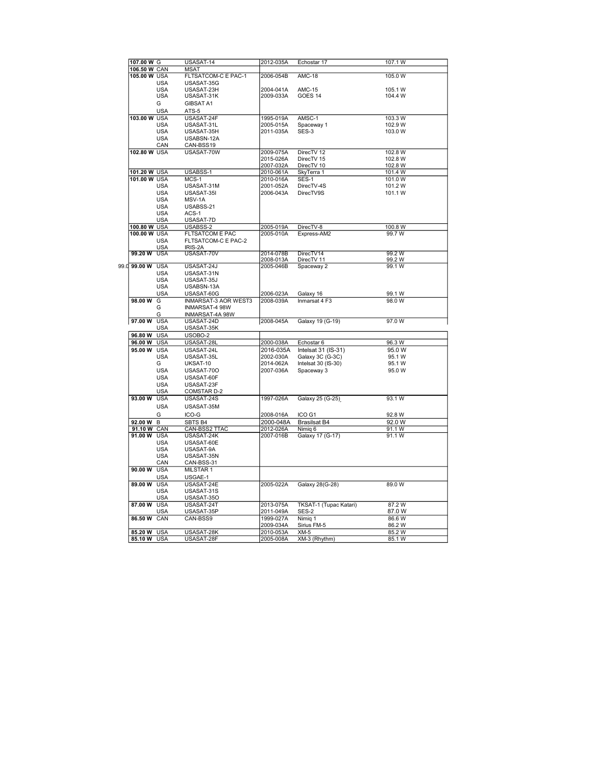| | | | | | |
|---|---|---|---|---|---|
| **107.00 W** | G | USASAT-14 | 2012-035A | Echostar 17 | 107.1 W |
| **106.50 W** | CAN | MSAT | | | |
| **105.00 W** | USA | FLTSATCOM-C E PAC-1 | 2006-054B | AMC-18 | 105.0 W |
| | USA | USASAT-35G | | | |
| | USA | USASAT-23H | 2004-041A | AMC-15 | 105.1 W |
| | USA | USASAT-31K | 2009-033A | GOES 14 | 104.4 W |
| | G | GIBSAT A1 | | | |
| | USA | ATS-5 | | | |
| **103.00 W** | USA | USASAT-24F | 1995-019A | AMSC-1 | 103.3 W |
| | USA | USASAT-31L | 2005-015A | Spaceway 1 | 102.9 W |
| | USA | USASAT-35H | 2011-035A | SES-3 | 103.0 W |
| | USA | USABSN-12A | | | |
| | CAN | CAN-BSS19 | | | |
| **102.80 W** | USA | USASAT-70W | 2009-075A | DirecTV 12 | 102.8 W |
| | | | 2015-026A | DirecTV 15 | 102.8 W |
| | | | 2007-032A | DirecTV 10 | 102.8 W |
| **101.20 W** | USA | USABSS-1 | 2010-061A | SkyTerra 1 | 101.4 W |
| **101.00 W** | USA | MCS-1 | 2010-016A | SES-1 | 101.0 W |
| | USA | USASAT-31M | 2001-052A | DirecTV-4S | 101.2 W |
| | USA | USASAT-35I | 2006-043A | DirecTV9S | 101.1 W |
| | USA | MSV-1A | | | |
| | USA | USABSS-21 | | | |
| | USA | ACS-1 | | | |
| | USA | USASAT-7D | | | |
| **100.80 W** | USA | USABSS-2 | 2005-019A | DirecTV-8 | 100.8 W |
| **100.00 W** | USA | FLTSATCOM E PAC | 2005-010A | Express-AM2 | 99.7 W |
| | USA | FLTSATCOM-C E PAC-2 | | | |
| | USA | IRIS-2A | | | |
| **99.20 W** | USA | USASAT-70V | 2014-078B | DirecTV14 | 99.2 W |
| | | | 2008-013A | DirecTV 11 | 99.2 W |
| 99.0 **99.00 W** | USA | USASAT-24J | 2005-046B | Spaceway 2 | 99.1 W |
| | USA | USASAT-31N | | | |
| | USA | USASAT-35J | | | |
| | USA | USABSN-13A | | | |
| | USA | USASAT-60G | 2006-023A | Galaxy 16 | 99.1 W |
| **98.00 W** | G | INMARSAT-3 AOR WEST3 | 2008-039A | Inmarsat 4 F3 | 98.0 W |
| | G | INMARSAT-4 98W | | | |
| | G | INMARSAT-4A 98W | | | |
| **97.00 W** | USA | USASAT-24D | 2008-045A | Galaxy 19 (G-19) | 97.0 W |
| | USA | USASAT-35K | | | |
| **96.80 W** | USA | USOBO-2 | | | |
| **96.00 W** | USA | USASAT-28L | 2000-038A | Echostar 6 | 96.3 W |
| **95.00 W** | USA | USASAT-24L | 2016-035A | Intelsat 31 (IS-31) | 95.0 W |
| | USA | USASAT-35L | 2002-030A | Galaxy 3C (G-3C) | 95.1 W |
| | G | UKSAT-10 | 2014-062A | Intelsat 30 (IS-30) | 95.1 W |
| | USA | USASAT-70O | 2007-036A | Spaceway 3 | 95.0 W |
| | USA | USASAT-60F | | | |
| | USA | USASAT-23F | | | |
| | USA | COMSTAR D-2 | | | |
| **93.00 W** | USA | USASAT-24S | 1997-026A | Galaxy 25 (G-25) | 93.1 W |
| | USA | USASAT-35M | | | |
| | G | ICO-G | 2008-016A | ICO G1 | 92.8 W |
| **92.00 W** | B | SBTS B4 | 2000-048A | Brasilsat B4 | 92.0 W |
| **91.10 W** | CAN | CAN-BSS2 TTAC | 2012-026A | Nimiq 6 | 91.1 W |
| **91.00 W** | USA | USASAT-24K | 2007-016B | Galaxy 17 (G-17) | 91.1 W |
| | USA | USASAT-60E | | | |
| | USA | USASAT-9A | | | |
| | USA | USASAT-35N | | | |
| | CAN | CAN-BSS-31 | | | |
| **90.00 W** | USA | MILSTAR 1 | | | |
| | USA | USGAE-1 | | | |
| **89.00 W** | USA | USASAT-24E | 2005-022A | Galaxy 28(G-28) | 89.0 W |
| | USA | USASAT-31S | | | |
| | USA | USASAT-35O | | | |
| **87.00 W** | USA | USASAT-24T | 2013-075A | TKSAT-1 (Tupac Katari) | 87.2 W |
| | USA | USASAT-35P | 2011-049A | SES-2 | 87.0 W |
| **86.50 W** | CAN | CAN-BSS9 | 1999-027A | Nimiq 1 | 86.6 W |
| | | | 2009-034A | Sirius FM-5 | 86.2 W |
| **85.20 W** | USA | USASAT-28K | 2010-053A | XM-5 | 85.2 W |
| **85.10 W** | USA | USASAT-28F | 2005-008A | XM-3 (Rhythm) | 85.1 W |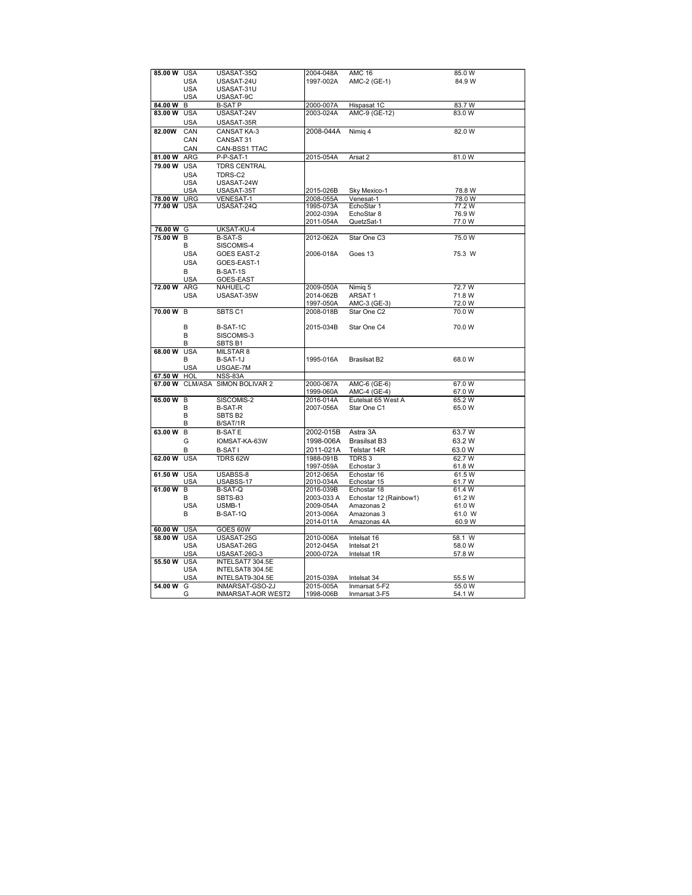| | | | | | |
|---|---|---|---|---|---|
| **85.00 W** | USA | USASAT-35Q | 2004-048A | AMC 16 | 85.0 W |
| | USA | USASAT-24U | 1997-002A | AMC-2 (GE-1) | 84.9 W |
| | USA | USASAT-31U | | | |
| | USA | USASAT-9C | | | |
| **84.00 W** | B | B-SAT P | 2000-007A | Hispasat 1C | 83.7 W |
| **83.00 W** | USA | USASAT-24V | 2003-024A | AMC-9 (GE-12) | 83.0 W |
| | USA | USASAT-35R | | | |
| **82.00W** | CAN | CANSAT KA-3 | 2008-044A | Nimiq 4 | 82.0 W |
| | CAN | CANSAT 31 | | | |
| | CAN | CAN-BSS1 TTAC | | | |
| **81.00 W** | ARG | P-P-SAT-1 | 2015-054A | Arsat 2 | 81.0 W |
| **79.00 W** | USA | TDRS CENTRAL | | | |
| | USA | TDRS-C2 | | | |
| | USA | USASAT-24W | | | |
| | USA | USASAT-35T | 2015-026B | Sky Mexico-1 | 78.8 W |
| **78.00 W** | URG | VENESAT-1 | 2008-055A | Venesat-1 | 78.0 W |
| **77.00 W** | USA | USASAT-24Q | 1995-073A | EchoStar 1 | 77.2 W |
| | | | 2002-039A | EchoStar 8 | 76.9 W |
| | | | 2011-054A | QuetzSat-1 | 77.0 W |
| **76.00 W** | G | UKSAT-KU-4 | | | |
| **75.00 W** | B | B-SAT-S | 2012-062A | Star One C3 | 75.0 W |
| | B | SISCOMIS-4 | | | |
| | USA | GOES EAST-2 | 2006-018A | Goes 13 | 75.3 W |
| | USA | GOES-EAST-1 | | | |
| | B | B-SAT-1S | | | |
| | USA | GOES-EAST | | | |
| **72.00 W** | ARG | NAHUEL-C | 2009-050A | Nimiq 5 | 72.7 W |
| | USA | USASAT-35W | 2014-062B | ARSAT 1 | 71.8 W |
| | | | 1997-050A | AMC-3 (GE-3) | 72.0 W |
| **70.00 W** | B | SBTS C1 | 2008-018B | Star One C2 | 70.0 W |
| | B | B-SAT-1C | 2015-034B | Star One C4 | 70.0 W |
| | B | SISCOMIS-3 | | | |
| | B | SBTS B1 | | | |
| **68.00 W** | USA | MILSTAR 8 | | | |
| | B | B-SAT-1J | 1995-016A | Brasilsat B2 | 68.0 W |
| | USA | USGAE-7M | | | |
| **67.50 W** | HOL | NSS-83A | | | |
| **67.00 W** | CLM/ASA | SIMON BOLIVAR 2 | 2000-067A | AMC-6 (GE-6) | 67.0 W |
| | | | 1999-060A | AMC-4 (GE-4) | 67.0 W |
| **65.00 W** | B | SISCOMIS-2 | 2016-014A | Eutelsat 65 West A | 65.2 W |
| | B | B-SAT-R | 2007-056A | Star One C1 | 65.0 W |
| | B | SBTS B2 | | | |
| | B | B/SAT/1R | | | |
| **63.00 W** | B | B-SAT E | 2002-015B | Astra 3A | 63.7 W |
| | G | IOMSAT-KA-63W | 1998-006A | Brasilsat B3 | 63.2 W |
| | B | B-SAT I | 2011-021A | Telstar 14R | 63.0 W |
| **62.00 W** | USA | TDRS 62W | 1988-091B | TDRS 3 | 62.7 W |
| | | | 1997-059A | Echostar 3 | 61.8 W |
| **61.50 W** | USA | USABSS-8 | 2012-065A | Echostar 16 | 61.5 W |
| | USA | USABSS-17 | 2010-034A | Echostar 15 | 61.7 W |
| **61.00 W** | B | B-SAT-Q | 2016-039B | Echostar 18 | 61.4 W |
| | B | SBTS-B3 | 2003-033 A | Echostar 12 (Rainbow1) | 61.2 W |
| | USA | USMB-1 | 2009-054A | Amazonas 2 | 61.0 W |
| | B | B-SAT-1Q | 2013-006A | Amazonas 3 | 61.0 W |
| | | | 2014-011A | Amazonas 4A | 60.9 W |
| **60.00 W** | USA | GOES 60W | | | |
| **58.00 W** | USA | USASAT-25G | 2010-006A | Intelsat 16 | 58.1 W |
| | USA | USASAT-26G | 2012-045A | Intelsat 21 | 58.0 W |
| | USA | USASAT-26G-3 | 2000-072A | Intelsat 1R | 57.8 W |
| **55.50 W** | USA | INTELSAT7 304.5E | | | |
| | USA | INTELSAT8 304.5E | | | |
| | USA | INTELSAT9-304.5E | 2015-039A | Intelsat 34 | 55.5 W |
| **54.00 W** | G | INMARSAT-GSO-2J | 2015-005A | Inmarsat 5-F2 | 55.0 W |
| | G | INMARSAT-AOR WEST2 | 1998-006B | Inmarsat 3-F5 | 54.1 W |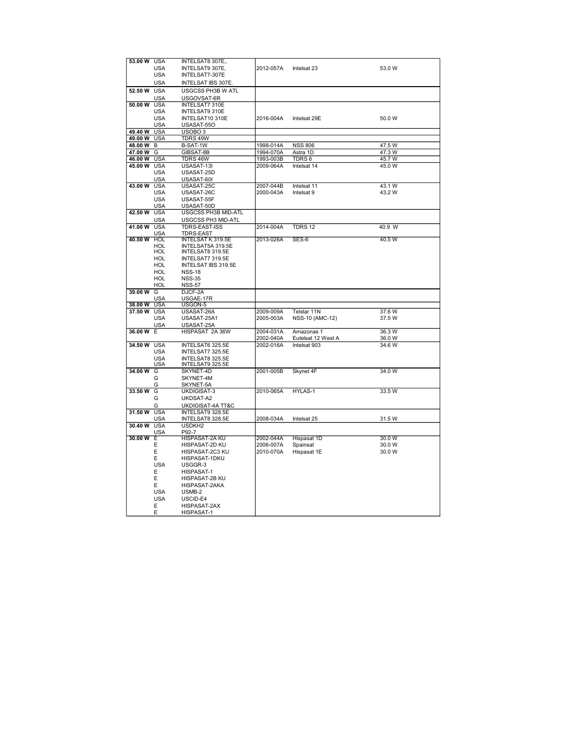| | | | | | |
|---|---|---|---|---|---|
| **53.00 W** | USA | INTELSAT8 307E,. | | | |
| | USA | INTELSAT9 307E, | 2012-057A | Intelsat 23 | 53.0 W |
| | USA | INTELSAT7-307E | | | |
| | USA | INTELSAT IBS 307E. | | | |
| **52.50 W** | USA | USGCSS PH3B W ATL | | | |
| | USA | USGOVSAT-6R | | | |
| **50.00 W** | USA | INTELSAT7 310E | | | |
| | USA | INTELSAT9 310E | | | |
| | USA | INTELSAT10 310E | 2016-004A | Intelsat 29E | 50.0 W |
| | USA | USASAT-55O | | | |
| **49.40 W** | USA | USOBO 3 | | | |
| **49.00 W** | USA | TDRS 49W | | | |
| **48.00 W** | B | B-SAT-1W | 1998-014A | NSS 806 | 47.5 W |
| **47.00 W** | G | GIBSAT-8B | 1994-070A | Astra 1D | 47.3 W |
| **46.00 W** | USA | TDRS 46W | 1993-003B | TDRS 6 | 45.7 W |
| **45.00 W** | USA | USASAT-13I | 2009-064A | Intelsat 14 | 45.0 W |
| | USA | USASAT-25D | | | |
| | USA | USASAT-60I | | | |
| **43.00 W** | USA | USASAT-25C | 2007-044B | Intelsat 11 | 43.1 W |
| | USA | USASAT-26C | 2000-043A | Intelsat 9 | 43.2 W |
| | USA | USASAT-55F | | | |
| | USA | USASAT-50D | | | |
| **42.50 W** | USA | USGCSS PH3B MID-ATL | | | |
| | USA | USGCSS PH3 MID-ATL | | | |
| **41.00 W** | USA | TDRS-EAST-ISS | 2014-004A | TDRS 12 | 40.9 W |
| | USA | TDRS-EAST | | | |
| **40.50 W** | HOL | INTELSAT K 319.5E | 2013-026A | SES-6 | 40.5 W |
| | HOL | INTELSAT5A 319.5E | | | |
| | HOL | INTELSAT8 319.5E | | | |
| | HOL | INTELSAT7 319.5E | | | |
| | HOL | INTELSAT IBS 319.5E | | | |
| | HOL | NSS-18 | | | |
| | HOL | NSS-35 | | | |
| | HOL | NSS-57 | | | |
| **39.00 W** | G | DJCF-2A | | | |
| | USA | USGAE-17R | | | |
| **38.00 W** | USA | USGON-5 | | | |
| **37.50 W** | USA | USASAT-26A | 2009-009A | Telstar 11N | 37.6 W |
| | USA | USASAT-25A1 | 2005-003A | NSS-10 (AMC-12) | 37.5 W |
| | USA | USASAT-25A | | | |
| **36.00 W** | E | HISPASAT 2A 36W | 2004-031A | Amazonas 1 | 36.3 W |
| | | | 2002-040A | Eutelsat 12 West A | 36.0 W |
| **34.50 W** | USA | INTELSAT6 325.5E | 2002-016A | Intelsat 903 | 34.6 W |
| | USA | INTELSAT7 325.5E | | | |
| | USA | INTELSAT8 325.5E | | | |
| | USA | INTELSAT9 325.5E | | | |
| **34.00 W** | G | SKYNET-4D | 2001-005B | Skynet 4F | 34.0 W |
| | G | SKYNET-4M | | | |
| | G | SKYNET-5A | | | |
| **33.50 W** | G | UKDIGISAT-3 | 2010-065A | HYLAS-1 | 33.5 W |
| | G | UKDSAT-A2 | | | |
| | G | UKDIGISAT-4A TT&C | | | |
| **31.50 W** | USA | INTELSAT9 328.5E | | | |
| | USA | INTELSAT8 328.5E | 2008-034A | Intelsat 25 | 31.5 W |
| **30.40 W** | USA | USDKH2 | | | |
| | USA | P92-7 | | | |
| **30.00 W** | E | HISPASAT-2A KU | 2002-044A | Hispasat 1D | 30.0 W |
| | E | HISPASAT-2D KU | 2006-007A | Spainsat | 30.0 W |
| | E | HISPASAT-2C3 KU | 2010-070A | Hispasat 1E | 30.0 W |
| | E | HISPASAT-1DKU | | | |
| | USA | USGGR-3 | | | |
| | E | HISPASAT-1 | | | |
| | E | HISPASAT-2B KU | | | |
| | E | HISPASAT-2AKA | | | |
| | USA | USMB-2 | | | |
| | USA | USCID-E4 | | | |
| | E | HISPASAT-2AX | | | |
| | E | HISPASAT-1 | | | |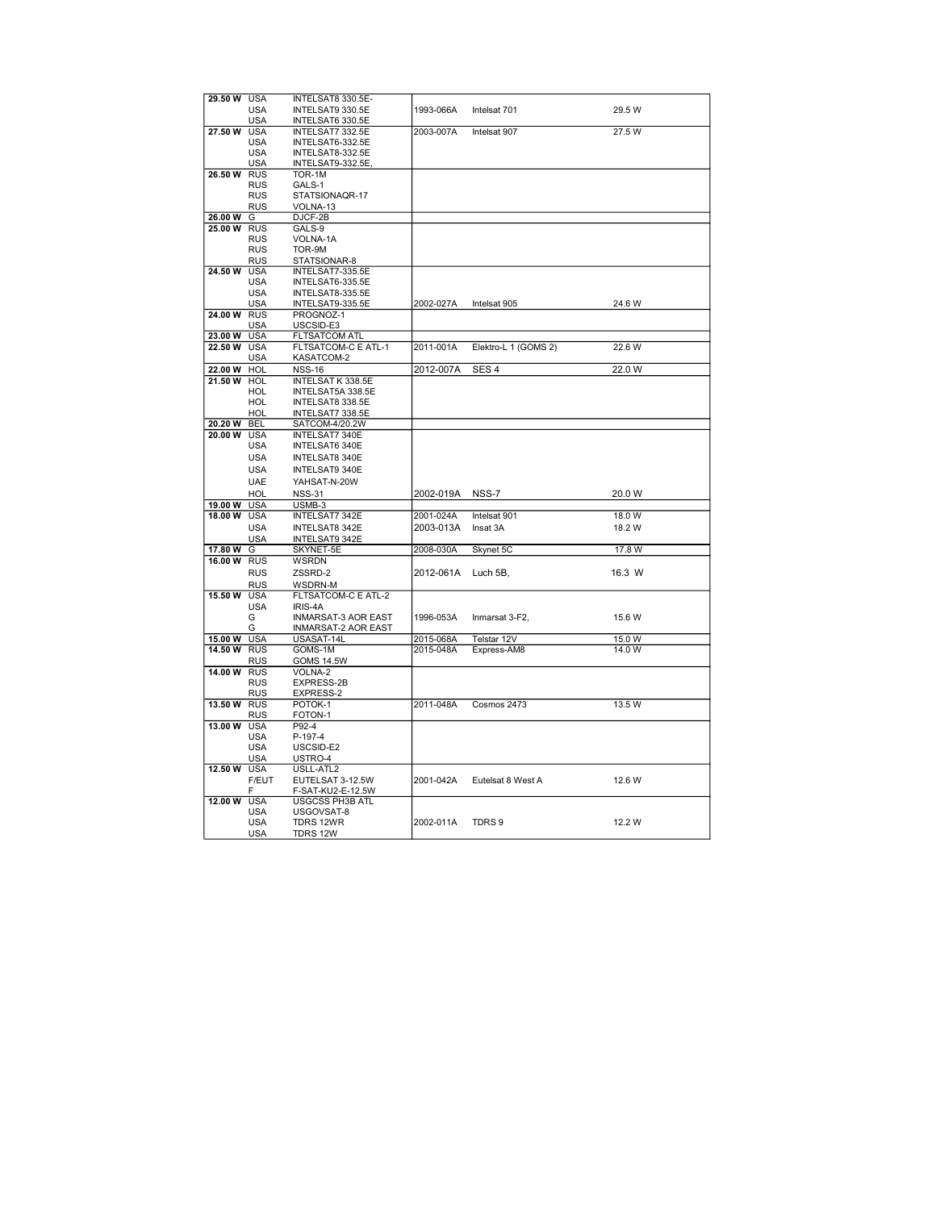| | | | | | |
|---|---|---|---|---|---|
| **29.50 W** | USA | INTELSAT8 330.5E- | | | |
| | USA | INTELSAT9 330.5E | 1993-066A | Intelsat 701 | 29.5 W |
| | USA | INTELSAT6 330.5E | | | |
| **27.50 W** | USA | INTELSAT7 332.5E | 2003-007A | Intelsat 907 | 27.5 W |
| | USA | INTELSAT6-332.5E | | | |
| | USA | INTELSAT8-332.5E | | | |
| | USA | INTELSAT9-332.5E, | | | |
| **26.50 W** | RUS | TOR-1M | | | |
| | RUS | GALS-1 | | | |
| | RUS | STATSIONAQR-17 | | | |
| | RUS | VOLNA-13 | | | |
| **26.00 W** | G | DJCF-2B | | | |
| **25.00 W** | RUS | GALS-9 | | | |
| | RUS | VOLNA-1A | | | |
| | RUS | TOR-9M | | | |
| | RUS | STATSIONAR-8 | | | |
| **24.50 W** | USA | INTELSAT7-335.5E | | | |
| | USA | INTELSAT6-335.5E | | | |
| | USA | INTELSAT8-335.5E | | | |
| | USA | INTELSAT9-335.5E | 2002-027A | Intelsat 905 | 24.6 W |
| **24.00 W** | RUS | PROGNOZ-1 | | | |
| | USA | USCSID-E3 | | | |
| **23.00 W** | USA | FLTSATCOM ATL | | | |
| **22.50 W** | USA | FLTSATCOM-C E ATL-1 | 2011-001A | Elektro-L 1 (GOMS 2) | 22.6 W |
| | USA | KASATCOM-2 | | | |
| **22.00 W** | HOL | NSS-16 | 2012-007A | SES 4 | 22.0 W |
| **21.50 W** | HOL | INTELSAT K 338.5E | | | |
| | HOL | INTELSAT5A 338.5E | | | |
| | HOL | INTELSAT8 338.5E | | | |
| | HOL | INTELSAT7 338.5E | | | |
| **20.20 W** | BEL | SATCOM-4/20.2W | | | |
| **20.00 W** | USA | INTELSAT7 340E | | | |
| | USA | INTELSAT6 340E | | | |
| | USA | INTELSAT8 340E | | | |
| | USA | INTELSAT9 340E | | | |
| | UAE | YAHSAT-N-20W | | | |
| | HOL | NSS-31 | 2002-019A | NSS-7 | 20.0 W |
| **19.00 W** | USA | USMB-3 | | | |
| **18.00 W** | USA | INTELSAT7 342E | 2001-024A | Intelsat 901 | 18.0 W |
| | USA | INTELSAT8 342E | 2003-013A | Insat 3A | 18.2 W |
| | USA | INTELSAT9 342E | | | |
| **17.80 W** | G | SKYNET-5E | 2008-030A | Skynet 5C | 17.8 W |
| **16.00 W** | RUS | WSRDN | | | |
| | RUS | ZSSRD-2 | 2012-061A | Luch 5B, | 16.3 W |
| | RUS | WSDRN-M | | | |
| **15.50 W** | USA | FLTSATCOM-C E ATL-2 | | | |
| | USA | IRIS-4A | | | |
| | G | INMARSAT-3 AOR EAST | 1996-053A | Inmarsat 3-F2, | 15.6 W |
| | G | INMARSAT-2 AOR EAST | | | |
| **15.00 W** | USA | USASAT-14L | 2015-068A | Telstar 12V | 15.0 W |
| **14.50 W** | RUS | GOMS-1M | 2015-048A | Express-AM8 | 14.0 W |
| | RUS | GOMS 14.5W | | | |
| **14.00 W** | RUS | VOLNA-2 | | | |
| | RUS | EXPRESS-2B | | | |
| | RUS | EXPRESS-2 | | | |
| **13.50 W** | RUS | POTOK-1 | 2011-048A | Cosmos 2473 | 13.5 W |
| | RUS | FOTON-1 | | | |
| **13.00 W** | USA | P92-4 | | | |
| | USA | P-197-4 | | | |
| | USA | USCSID-E2 | | | |
| | USA | USTRO-4 | | | |
| **12.50 W** | USA | USLL-ATL2 | | | |
| | F/EUT | EUTELSAT 3-12.5W | 2001-042A | Eutelsat 8 West A | 12.6 W |
| | F | F-SAT-KU2-E-12.5W | | | |
| **12.00 W** | USA | USGCSS PH3B ATL | | | |
| | USA | USGOVSAT-8 | | | |
| | USA | TDRS 12WR | 2002-011A | TDRS 9 | 12.2 W |
| | USA | TDRS 12W | | | |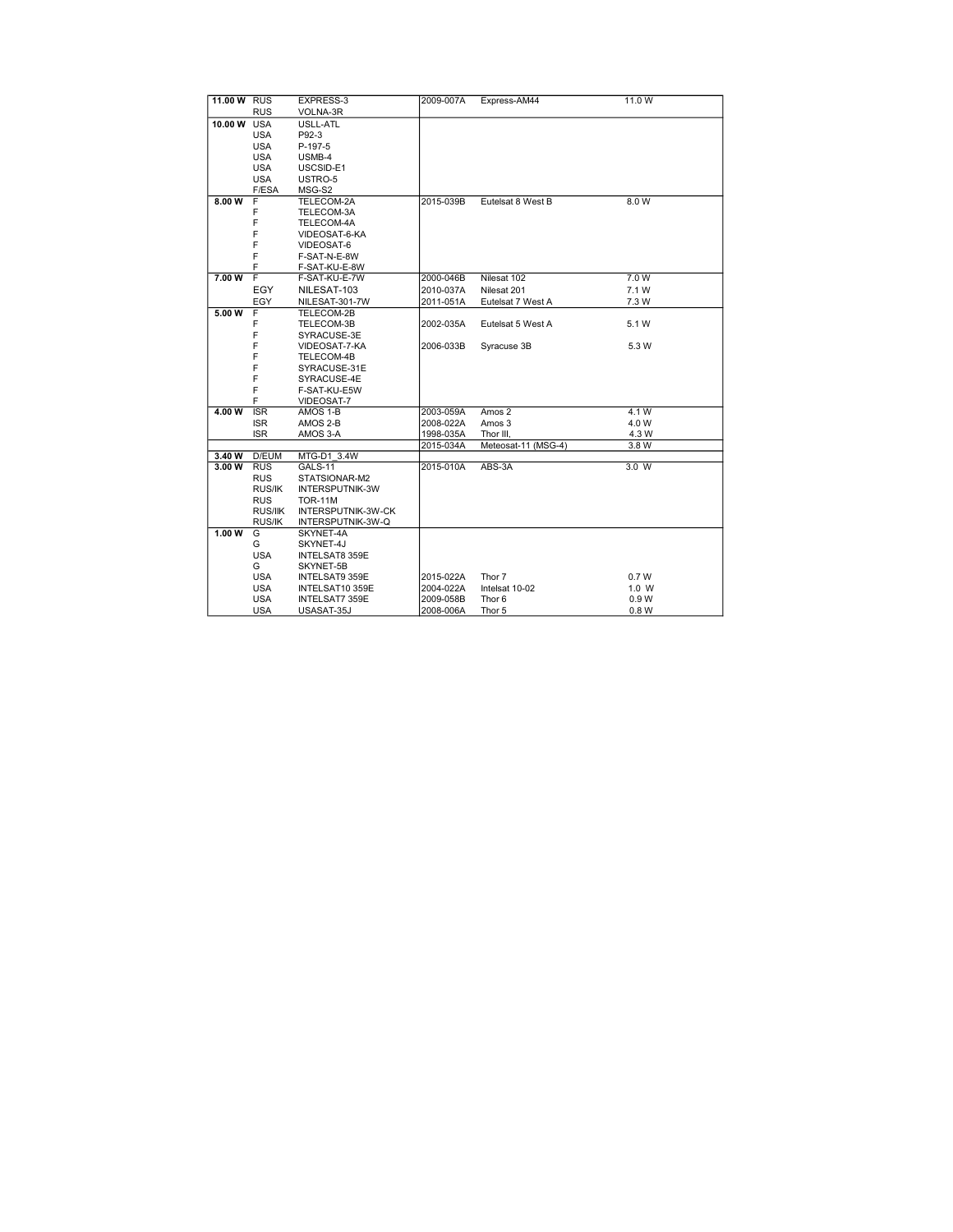| | | | | | |
|---|---|---|---|---|---|
| **11.00 W** | RUS | EXPRESS-3 | 2009-007A | Express-AM44 | 11.0 W |
| | RUS | VOLNA-3R | | | |
| **10.00 W** | USA | USLL-ATL | | | |
| | USA | P92-3 | | | |
| | USA | P-197-5 | | | |
| | USA | USMB-4 | | | |
| | USA | USCSID-E1 | | | |
| | USA | USTRO-5 | | | |
| | F/ESA | MSG-S2 | | | |
| **8.00 W** | F | TELECOM-2A | 2015-039B | Eutelsat 8 West B | 8.0 W |
| | F | TELECOM-3A | | | |
| | F | TELECOM-4A | | | |
| | F | VIDEOSAT-6-KA | | | |
| | F | VIDEOSAT-6 | | | |
| | F | F-SAT-N-E-8W | | | |
| | F | F-SAT-KU-E-8W | | | |
| **7.00 W** | F | F-SAT-KU-E-7W | 2000-046B | Nilesat 102 | 7.0 W |
| | EGY | NILESAT-103 | 2010-037A | Nilesat 201 | 7.1 W |
| | EGY | NILESAT-301-7W | 2011-051A | Eutelsat 7 West A | 7.3 W |
| **5.00 W** | F | TELECOM-2B | | | |
| | F | TELECOM-3B | 2002-035A | Eutelsat 5 West A | 5.1 W |
| | F | SYRACUSE-3E | | | |
| | F | VIDEOSAT-7-KA | 2006-033B | Syracuse 3B | 5.3 W |
| | F | TELECOM-4B | | | |
| | F | SYRACUSE-31E | | | |
| | F | SYRACUSE-4E | | | |
| | F | F-SAT-KU-E5W | | | |
| | F | VIDEOSAT-7 | | | |
| **4.00 W** | ISR | AMOS 1-B | 2003-059A | Amos 2 | 4.1 W |
| | ISR | AMOS 2-B | 2008-022A | Amos 3 | 4.0 W |
| | ISR | AMOS 3-A | 1998-035A | Thor III, | 4.3 W |
| | | | 2015-034A | Meteosat-11 (MSG-4) | 3.8 W |
| **3.40 W** | D/EUM | MTG-D1_3.4W | | | |
| **3.00 W** | RUS | GALS-11 | 2015-010A | ABS-3A | 3.0 W |
| | RUS | STATSIONAR-M2 | | | |
| | RUS/IK | INTERSPUTNIK-3W | | | |
| | RUS | TOR-11M | | | |
| | RUS/IIK | INTERSPUTNIK-3W-CK | | | |
| | RUS/IK | INTERSPUTNIK-3W-Q | | | |
| **1.00 W** | G | SKYNET-4A | | | |
| | G | SKYNET-4J | | | |
| | USA | INTELSAT8 359E | | | |
| | G | SKYNET-5B | | | |
| | USA | INTELSAT9 359E | 2015-022A | Thor 7 | 0.7 W |
| | USA | INTELSAT10 359E | 2004-022A | Intelsat 10-02 | 1.0 W |
| | USA | INTELSAT7 359E | 2009-058B | Thor 6 | 0.9 W |
| | USA | USASAT-35J | 2008-006A | Thor 5 | 0.8 W |